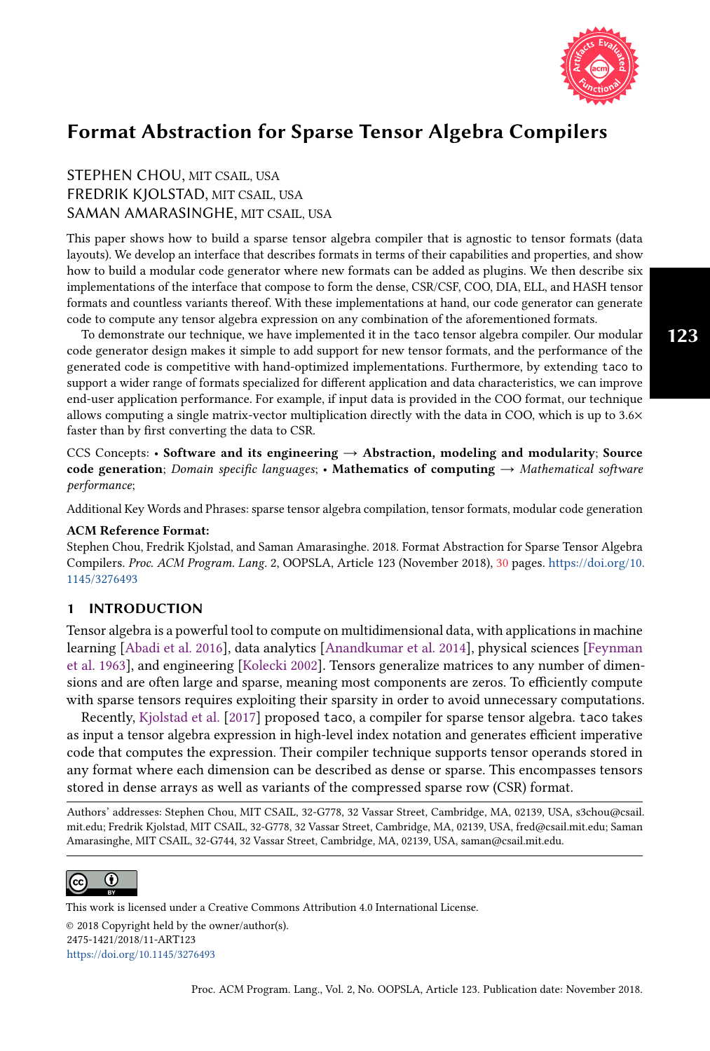# Format Abstraction for Sparse Tensor Algebra Compilers

STEPHEN CHOU, MIT CSAIL, USA
FREDRIK KJOLSTAD, MIT CSAIL, USA
SAMAN AMARASINGHE, MIT CSAIL, USA

This paper shows how to build a sparse tensor algebra compiler that is agnostic to tensor formats (data layouts). We develop an interface that describes formats in terms of their capabilities and properties, and show how to build a modular code generator where new formats can be added as plugins. We then describe six implementations of the interface that compose to form the dense, CSR/CSF, COO, DIA, ELL, and HASH tensor formats and countless variants thereof. With these implementations at hand, our code generator can generate code to compute any tensor algebra expression on any combination of the aforementioned formats.

To demonstrate our technique, we have implemented it in the taco tensor algebra compiler. Our modular code generator design makes it simple to add support for new tensor formats, and the performance of the generated code is competitive with hand-optimized implementations. Furthermore, by extending taco to support a wider range of formats specialized for different application and data characteristics, we can improve end-user application performance. For example, if input data is provided in the COO format, our technique allows computing a single matrix-vector multiplication directly with the data in COO, which is up to 3.6× faster than by first converting the data to CSR.

CCS Concepts: • **Software and its engineering** → **Abstraction, modeling and modularity**; **Source code generation**; *Domain specific languages*; • **Mathematics of computing** → *Mathematical software performance*;

Additional Key Words and Phrases: sparse tensor algebra compilation, tensor formats, modular code generation

**ACM Reference Format:**
Stephen Chou, Fredrik Kjolstad, and Saman Amarasinghe. 2018. Format Abstraction for Sparse Tensor Algebra Compilers. *Proc. ACM Program. Lang.* 2, OOPSLA, Article 123 (November 2018), 30 pages. https://doi.org/10.1145/3276493

## 1 INTRODUCTION

Tensor algebra is a powerful tool to compute on multidimensional data, with applications in machine learning [Abadi et al. 2016], data analytics [Anandkumar et al. 2014], physical sciences [Feynman et al. 1963], and engineering [Kolecki 2002]. Tensors generalize matrices to any number of dimensions and are often large and sparse, meaning most components are zeros. To efficiently compute with sparse tensors requires exploiting their sparsity in order to avoid unnecessary computations.

Recently, Kjolstad et al. [2017] proposed taco, a compiler for sparse tensor algebra. taco takes as input a tensor algebra expression in high-level index notation and generates efficient imperative code that computes the expression. Their compiler technique supports tensor operands stored in any format where each dimension can be described as dense or sparse. This encompasses tensors stored in dense arrays as well as variants of the compressed sparse row (CSR) format.

Authors' addresses: Stephen Chou, MIT CSAIL, 32-G778, 32 Vassar Street, Cambridge, MA, 02139, USA, s3chou@csail.mit.edu; Fredrik Kjolstad, MIT CSAIL, 32-G778, 32 Vassar Street, Cambridge, MA, 02139, USA, fred@csail.mit.edu; Saman Amarasinghe, MIT CSAIL, 32-G744, 32 Vassar Street, Cambridge, MA, 02139, USA, saman@csail.mit.edu.

This work is licensed under a Creative Commons Attribution 4.0 International License.
© 2018 Copyright held by the owner/author(s).
2475-1421/2018/11-ART123
https://doi.org/10.1145/3276493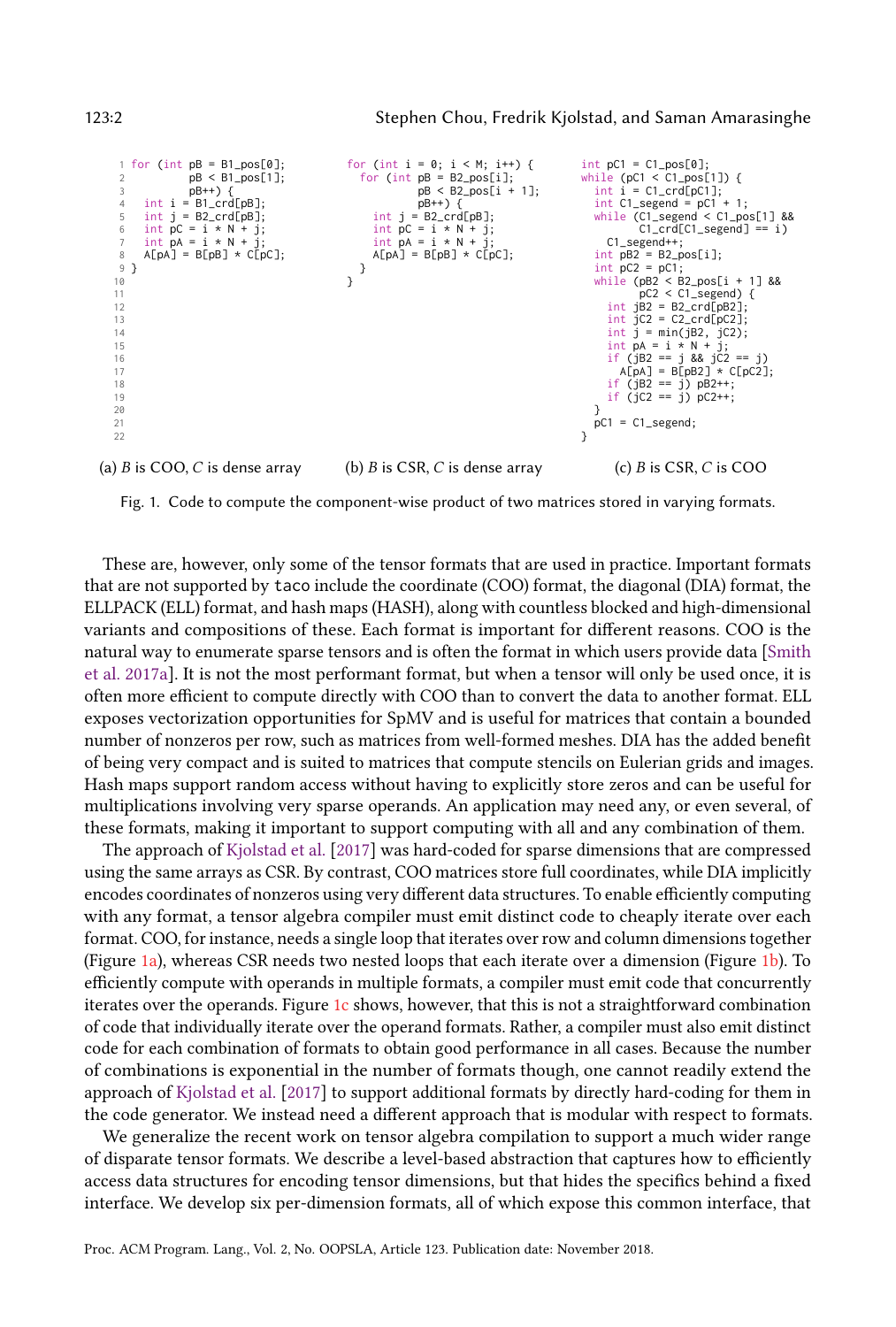```
for (int pB = B1_pos[0];
         pB < B1_pos[1];
         pB++) {
  int i = B1_crd[pB];
  int j = B2_crd[pB];
  int pC = i * N + j;
  int pA = i * N + j;
  A[pA] = B[pB] * C[pC];
}
```

(a) $B$ is COO, $C$ is dense array

```
for (int i = 0; i < M; i++) {
  for (int pB = B2_pos[i];
           pB < B2_pos[i + 1];
           pB++) {
    int j = B2_crd[pB];
    int pC = i * N + j;
    int pA = i * N + j;
    A[pA] = B[pB] * C[pC];
  }
}
```

(b) $B$ is CSR, $C$ is dense array

```
int pC1 = C1_pos[0];
while (pC1 < C1_pos[1]) {
  int i = C1_crd[pC1];
  int C1_segend = pC1 + 1;
  while (C1_segend < C1_pos[1] &&
         C1_crd[C1_segend] == i)
    C1_segend++;
  int pB2 = B2_pos[i];
  int pC2 = pC1;
  while (pB2 < B2_pos[i + 1] &&
         pC2 < C1_segend) {
    int jB2 = B2_crd[pB2];
    int jC2 = C2_crd[pC2];
    int j = min(jB2, jC2);
    int pA = i * N + j;
    if (jB2 == j && jC2 == j)
      A[pA] = B[pB2] * C[pC2];
    if (jB2 == j) pB2++;
    if (jC2 == j) pC2++;
  }
  pC1 = C1_segend;
}
```

(c) $B$ is CSR, $C$ is COO

Fig. 1. Code to compute the component-wise product of two matrices stored in varying formats.

These are, however, only some of the tensor formats that are used in practice. Important formats that are not supported by taco include the coordinate (COO) format, the diagonal (DIA) format, the ELLPACK (ELL) format, and hash maps (HASH), along with countless blocked and high-dimensional variants and compositions of these. Each format is important for different reasons. COO is the natural way to enumerate sparse tensors and is often the format in which users provide data [Smith et al. 2017a]. It is not the most performant format, but when a tensor will only be used once, it is often more efficient to compute directly with COO than to convert the data to another format. ELL exposes vectorization opportunities for SpMV and is useful for matrices that contain a bounded number of nonzeros per row, such as matrices from well-formed meshes. DIA has the added benefit of being very compact and is suited to matrices that compute stencils on Eulerian grids and images. Hash maps support random access without having to explicitly store zeros and can be useful for multiplications involving very sparse operands. An application may need any, or even several, of these formats, making it important to support computing with all and any combination of them.

The approach of Kjolstad et al. [2017] was hard-coded for sparse dimensions that are compressed using the same arrays as CSR. By contrast, COO matrices store full coordinates, while DIA implicitly encodes coordinates of nonzeros using very different data structures. To enable efficiently computing with any format, a tensor algebra compiler must emit distinct code to cheaply iterate over each format. COO, for instance, needs a single loop that iterates over row and column dimensions together (Figure 1a), whereas CSR needs two nested loops that each iterate over a dimension (Figure 1b). To efficiently compute with operands in multiple formats, a compiler must emit code that concurrently iterates over the operands. Figure 1c shows, however, that this is not a straightforward combination of code that individually iterate over the operand formats. Rather, a compiler must also emit distinct code for each combination of formats to obtain good performance in all cases. Because the number of combinations is exponential in the number of formats though, one cannot readily extend the approach of Kjolstad et al. [2017] to support additional formats by directly hard-coding for them in the code generator. We instead need a different approach that is modular with respect to formats.

We generalize the recent work on tensor algebra compilation to support a much wider range of disparate tensor formats. We describe a level-based abstraction that captures how to efficiently access data structures for encoding tensor dimensions, but that hides the specifics behind a fixed interface. We develop six per-dimension formats, all of which expose this common interface, that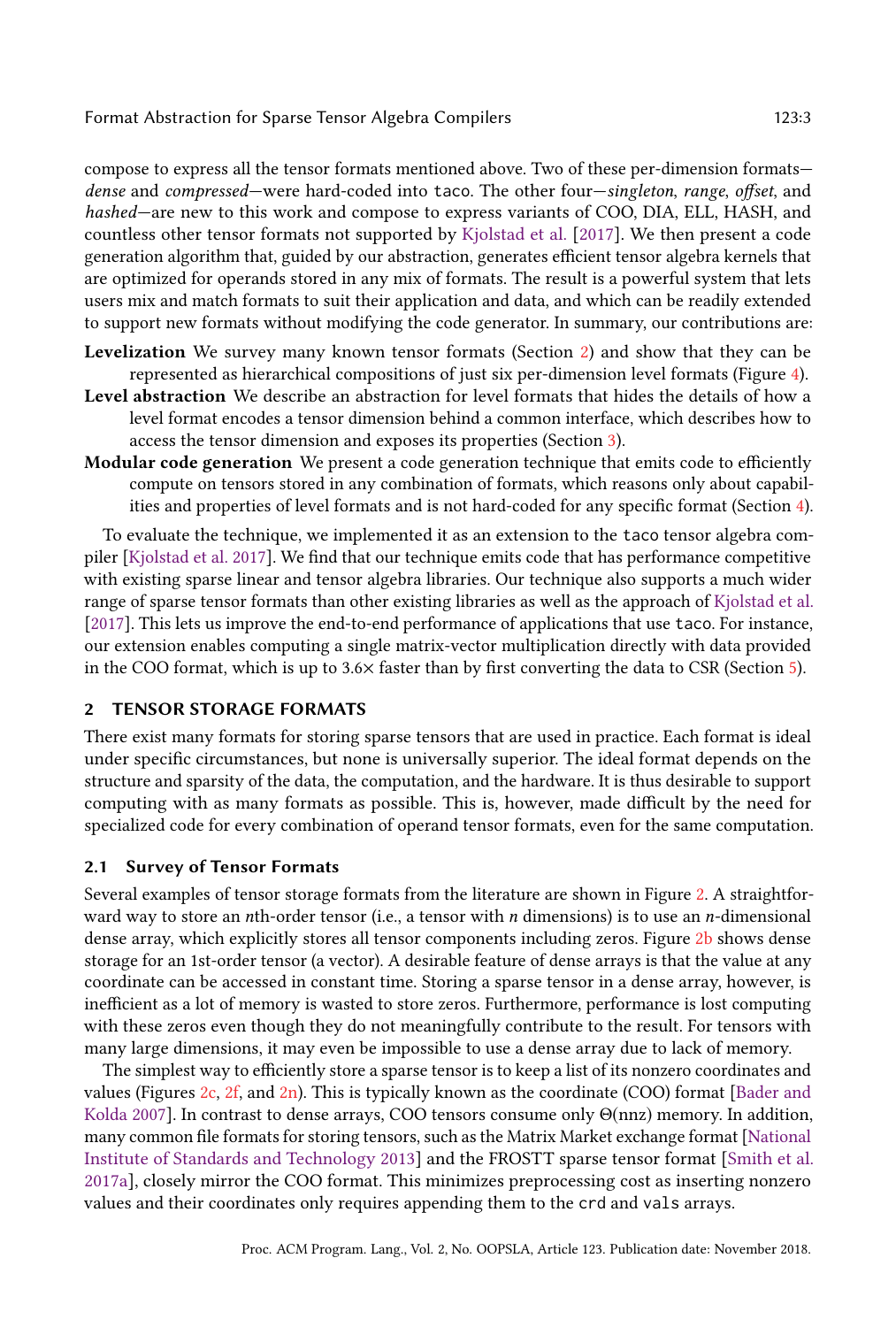compose to express all the tensor formats mentioned above. Two of these per-dimension formats—*dense* and *compressed*—were hard-coded into taco. The other four—*singleton*, *range*, *offset*, and *hashed*—are new to this work and compose to express variants of COO, DIA, ELL, HASH, and countless other tensor formats not supported by Kjolstad et al. [2017]. We then present a code generation algorithm that, guided by our abstraction, generates efficient tensor algebra kernels that are optimized for operands stored in any mix of formats. The result is a powerful system that lets users mix and match formats to suit their application and data, and which can be readily extended to support new formats without modifying the code generator. In summary, our contributions are:

- **Levelization** We survey many known tensor formats (Section 2) and show that they can be represented as hierarchical compositions of just six per-dimension level formats (Figure 4).
- **Level abstraction** We describe an abstraction for level formats that hides the details of how a level format encodes a tensor dimension behind a common interface, which describes how to access the tensor dimension and exposes its properties (Section 3).
- **Modular code generation** We present a code generation technique that emits code to efficiently compute on tensors stored in any combination of formats, which reasons only about capabilities and properties of level formats and is not hard-coded for any specific format (Section 4).

To evaluate the technique, we implemented it as an extension to the taco tensor algebra compiler [Kjolstad et al. 2017]. We find that our technique emits code that has performance competitive with existing sparse linear and tensor algebra libraries. Our technique also supports a much wider range of sparse tensor formats than other existing libraries as well as the approach of Kjolstad et al. [2017]. This lets us improve the end-to-end performance of applications that use taco. For instance, our extension enables computing a single matrix-vector multiplication directly with data provided in the COO format, which is up to 3.6× faster than by first converting the data to CSR (Section 5).

## 2 TENSOR STORAGE FORMATS

There exist many formats for storing sparse tensors that are used in practice. Each format is ideal under specific circumstances, but none is universally superior. The ideal format depends on the structure and sparsity of the data, the computation, and the hardware. It is thus desirable to support computing with as many formats as possible. This is, however, made difficult by the need for specialized code for every combination of operand tensor formats, even for the same computation.

### 2.1 Survey of Tensor Formats

Several examples of tensor storage formats from the literature are shown in Figure 2. A straightforward way to store an $n$th-order tensor (i.e., a tensor with $n$ dimensions) is to use an $n$-dimensional dense array, which explicitly stores all tensor components including zeros. Figure 2b shows dense storage for an 1st-order tensor (a vector). A desirable feature of dense arrays is that the value at any coordinate can be accessed in constant time. Storing a sparse tensor in a dense array, however, is inefficient as a lot of memory is wasted to store zeros. Furthermore, performance is lost computing with these zeros even though they do not meaningfully contribute to the result. For tensors with many large dimensions, it may even be impossible to use a dense array due to lack of memory.

The simplest way to efficiently store a sparse tensor is to keep a list of its nonzero coordinates and values (Figures 2c, 2f, and 2n). This is typically known as the coordinate (COO) format [Bader and Kolda 2007]. In contrast to dense arrays, COO tensors consume only $\Theta(\text{nnz})$ memory. In addition, many common file formats for storing tensors, such as the Matrix Market exchange format [National Institute of Standards and Technology 2013] and the FROSTT sparse tensor format [Smith et al. 2017a], closely mirror the COO format. This minimizes preprocessing cost as inserting nonzero values and their coordinates only requires appending them to the crd and vals arrays.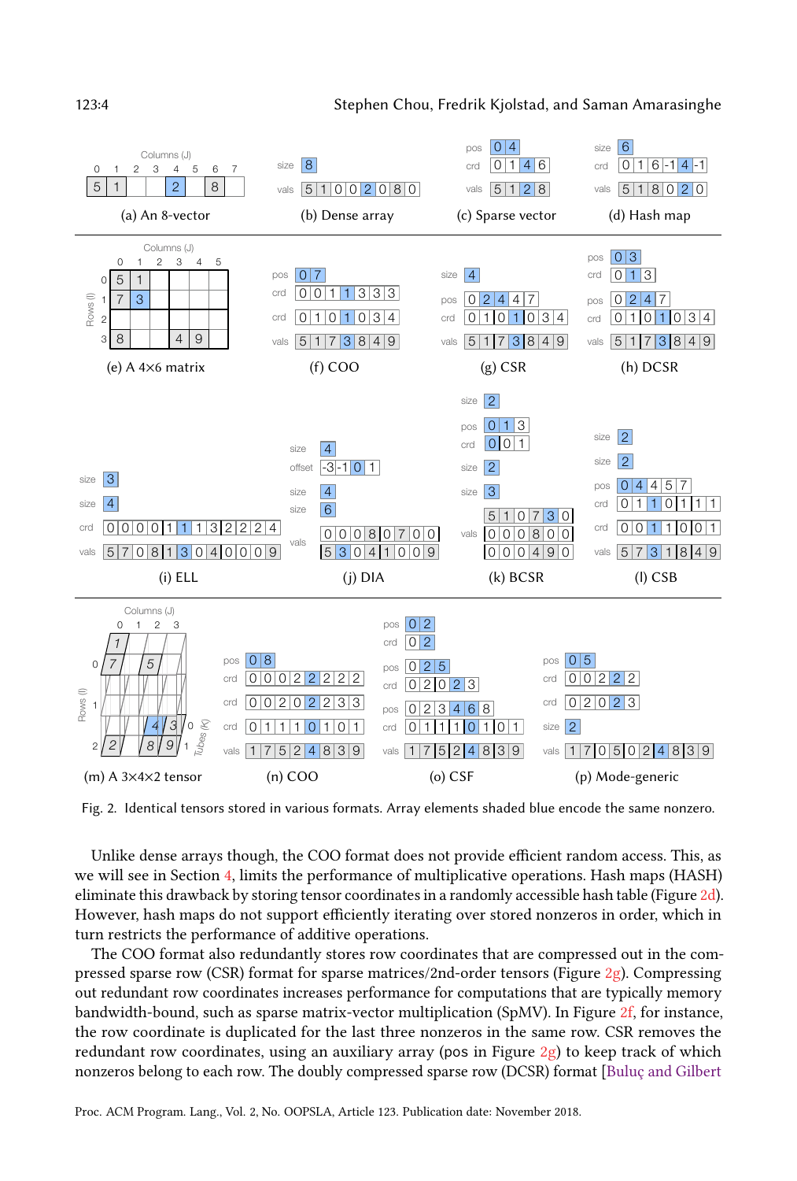Fig. 2. Identical tensors stored in various formats. Array elements shaded blue encode the same nonzero.

Unlike dense arrays though, the COO format does not provide efficient random access. This, as we will see in Section 4, limits the performance of multiplicative operations. Hash maps (HASH) eliminate this drawback by storing tensor coordinates in a randomly accessible hash table (Figure 2d). However, hash maps do not support efficiently iterating over stored nonzeros in order, which in turn restricts the performance of additive operations.

The COO format also redundantly stores row coordinates that are compressed out in the compressed sparse row (CSR) format for sparse matrices/2nd-order tensors (Figure 2g). Compressing out redundant row coordinates increases performance for computations that are typically memory bandwidth-bound, such as sparse matrix-vector multiplication (SpMV). In Figure 2f, for instance, the row coordinate is duplicated for the last three nonzeros in the same row. CSR removes the redundant row coordinates, using an auxiliary array (pos in Figure 2g) to keep track of which nonzeros belong to each row. The doubly compressed sparse row (DCSR) format [Buluç and Gilbert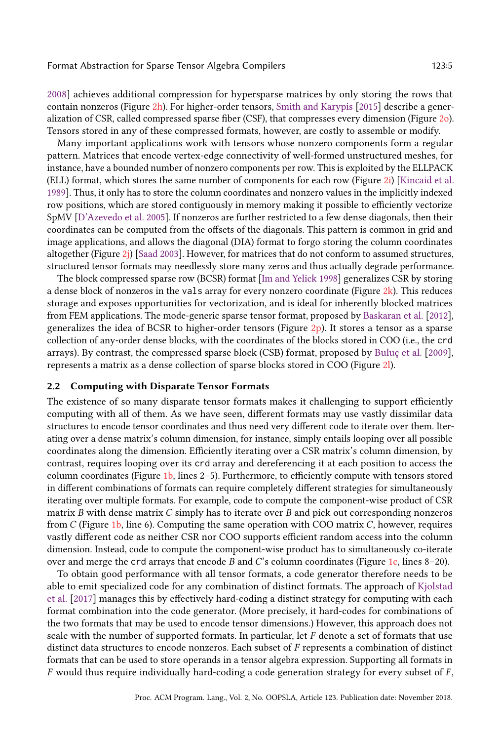2008] achieves additional compression for hypersparse matrices by only storing the rows that contain nonzeros (Figure 2h). For higher-order tensors, Smith and Karypis [2015] describe a generalization of CSR, called compressed sparse fiber (CSF), that compresses every dimension (Figure 2o). Tensors stored in any of these compressed formats, however, are costly to assemble or modify.

Many important applications work with tensors whose nonzero components form a regular pattern. Matrices that encode vertex-edge connectivity of well-formed unstructured meshes, for instance, have a bounded number of nonzero components per row. This is exploited by the ELLPACK (ELL) format, which stores the same number of components for each row (Figure 2i) [Kincaid et al. 1989]. Thus, it only has to store the column coordinates and nonzero values in the implicitly indexed row positions, which are stored contiguously in memory making it possible to efficiently vectorize SpMV [D'Azevedo et al. 2005]. If nonzeros are further restricted to a few dense diagonals, then their coordinates can be computed from the offsets of the diagonals. This pattern is common in grid and image applications, and allows the diagonal (DIA) format to forgo storing the column coordinates altogether (Figure 2j) [Saad 2003]. However, for matrices that do not conform to assumed structures, structured tensor formats may needlessly store many zeros and thus actually degrade performance.

The block compressed sparse row (BCSR) format [Im and Yelick 1998] generalizes CSR by storing a dense block of nonzeros in the `vals` array for every nonzero coordinate (Figure 2k). This reduces storage and exposes opportunities for vectorization, and is ideal for inherently blocked matrices from FEM applications. The mode-generic sparse tensor format, proposed by Baskaran et al. [2012], generalizes the idea of BCSR to higher-order tensors (Figure 2p). It stores a tensor as a sparse collection of any-order dense blocks, with the coordinates of the blocks stored in COO (i.e., the `crd` arrays). By contrast, the compressed sparse block (CSB) format, proposed by Buluç et al. [2009], represents a matrix as a dense collection of sparse blocks stored in COO (Figure 2l).

### 2.2 Computing with Disparate Tensor Formats

The existence of so many disparate tensor formats makes it challenging to support efficiently computing with all of them. As we have seen, different formats may use vastly dissimilar data structures to encode tensor coordinates and thus need very different code to iterate over them. Iterating over a dense matrix's column dimension, for instance, simply entails looping over all possible coordinates along the dimension. Efficiently iterating over a CSR matrix's column dimension, by contrast, requires looping over its `crd` array and dereferencing it at each position to access the column coordinates (Figure 1b, lines 2–5). Furthermore, to efficiently compute with tensors stored in different combinations of formats can require completely different strategies for simultaneously iterating over multiple formats. For example, code to compute the component-wise product of CSR matrix $B$ with dense matrix $C$ simply has to iterate over $B$ and pick out corresponding nonzeros from $C$ (Figure 1b, line 6). Computing the same operation with COO matrix $C$, however, requires vastly different code as neither CSR nor COO supports efficient random access into the column dimension. Instead, code to compute the component-wise product has to simultaneously co-iterate over and merge the `crd` arrays that encode $B$ and $C$'s column coordinates (Figure 1c, lines 8–20).

To obtain good performance with all tensor formats, a code generator therefore needs to be able to emit specialized code for any combination of distinct formats. The approach of Kjolstad et al. [2017] manages this by effectively hard-coding a distinct strategy for computing with each format combination into the code generator. (More precisely, it hard-codes for combinations of the two formats that may be used to encode tensor dimensions.) However, this approach does not scale with the number of supported formats. In particular, let $F$ denote a set of formats that use distinct data structures to encode nonzeros. Each subset of $F$ represents a combination of distinct formats that can be used to store operands in a tensor algebra expression. Supporting all formats in $F$ would thus require individually hard-coding a code generation strategy for every subset of $F$,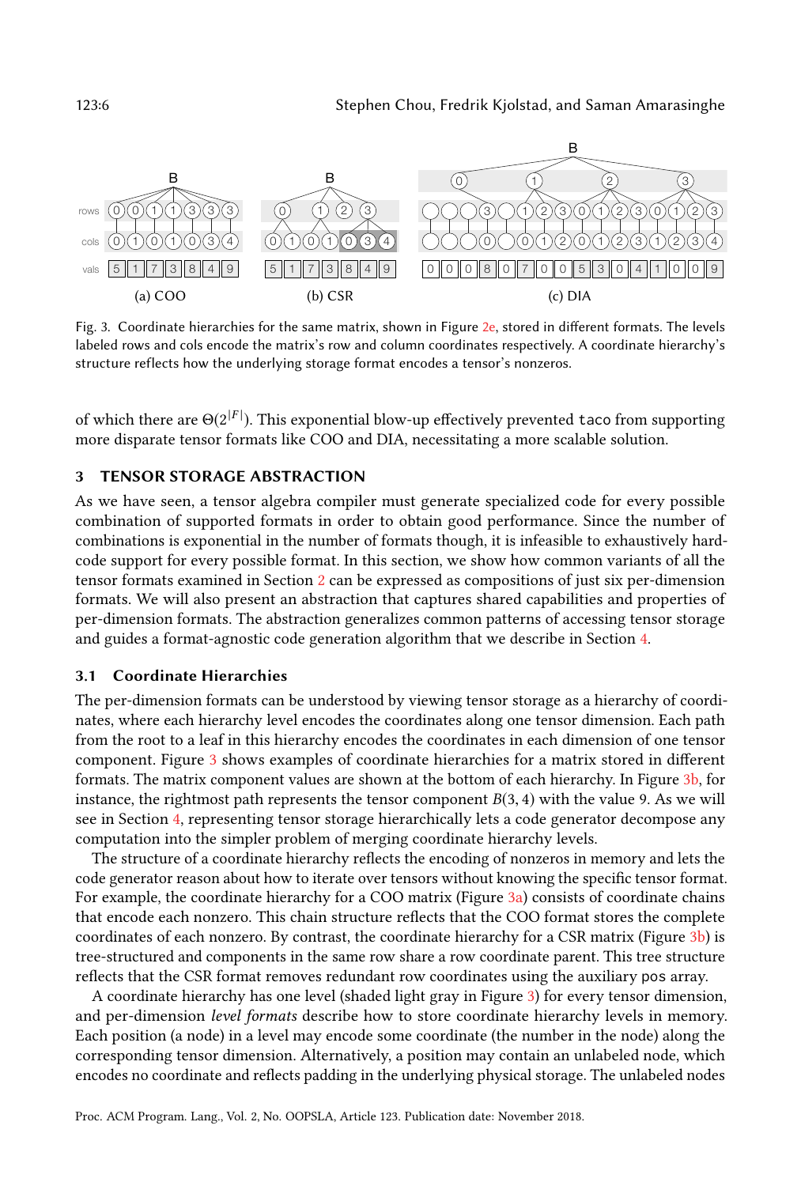(a) COO (b) CSR (c) DIA

Fig. 3. Coordinate hierarchies for the same matrix, shown in Figure 2e, stored in different formats. The levels labeled rows and cols encode the matrix's row and column coordinates respectively. A coordinate hierarchy's structure reflects how the underlying storage format encodes a tensor's nonzeros.

of which there are $\Theta(2^{|F|})$. This exponential blow-up effectively prevented taco from supporting more disparate tensor formats like COO and DIA, necessitating a more scalable solution.

## 3 TENSOR STORAGE ABSTRACTION

As we have seen, a tensor algebra compiler must generate specialized code for every possible combination of supported formats in order to obtain good performance. Since the number of combinations is exponential in the number of formats though, it is infeasible to exhaustively hard-code support for every possible format. In this section, we show how common variants of all the tensor formats examined in Section 2 can be expressed as compositions of just six per-dimension formats. We will also present an abstraction that captures shared capabilities and properties of per-dimension formats. The abstraction generalizes common patterns of accessing tensor storage and guides a format-agnostic code generation algorithm that we describe in Section 4.

### 3.1 Coordinate Hierarchies

The per-dimension formats can be understood by viewing tensor storage as a hierarchy of coordinates, where each hierarchy level encodes the coordinates along one tensor dimension. Each path from the root to a leaf in this hierarchy encodes the coordinates in each dimension of one tensor component. Figure 3 shows examples of coordinate hierarchies for a matrix stored in different formats. The matrix component values are shown at the bottom of each hierarchy. In Figure 3b, for instance, the rightmost path represents the tensor component $B(3, 4)$ with the value 9. As we will see in Section 4, representing tensor storage hierarchically lets a code generator decompose any computation into the simpler problem of merging coordinate hierarchy levels.

The structure of a coordinate hierarchy reflects the encoding of nonzeros in memory and lets the code generator reason about how to iterate over tensors without knowing the specific tensor format. For example, the coordinate hierarchy for a COO matrix (Figure 3a) consists of coordinate chains that encode each nonzero. This chain structure reflects that the COO format stores the complete coordinates of each nonzero. By contrast, the coordinate hierarchy for a CSR matrix (Figure 3b) is tree-structured and components in the same row share a row coordinate parent. This tree structure reflects that the CSR format removes redundant row coordinates using the auxiliary pos array.

A coordinate hierarchy has one level (shaded light gray in Figure 3) for every tensor dimension, and per-dimension *level formats* describe how to store coordinate hierarchy levels in memory. Each position (a node) in a level may encode some coordinate (the number in the node) along the corresponding tensor dimension. Alternatively, a position may contain an unlabeled node, which encodes no coordinate and reflects padding in the underlying physical storage. The unlabeled nodes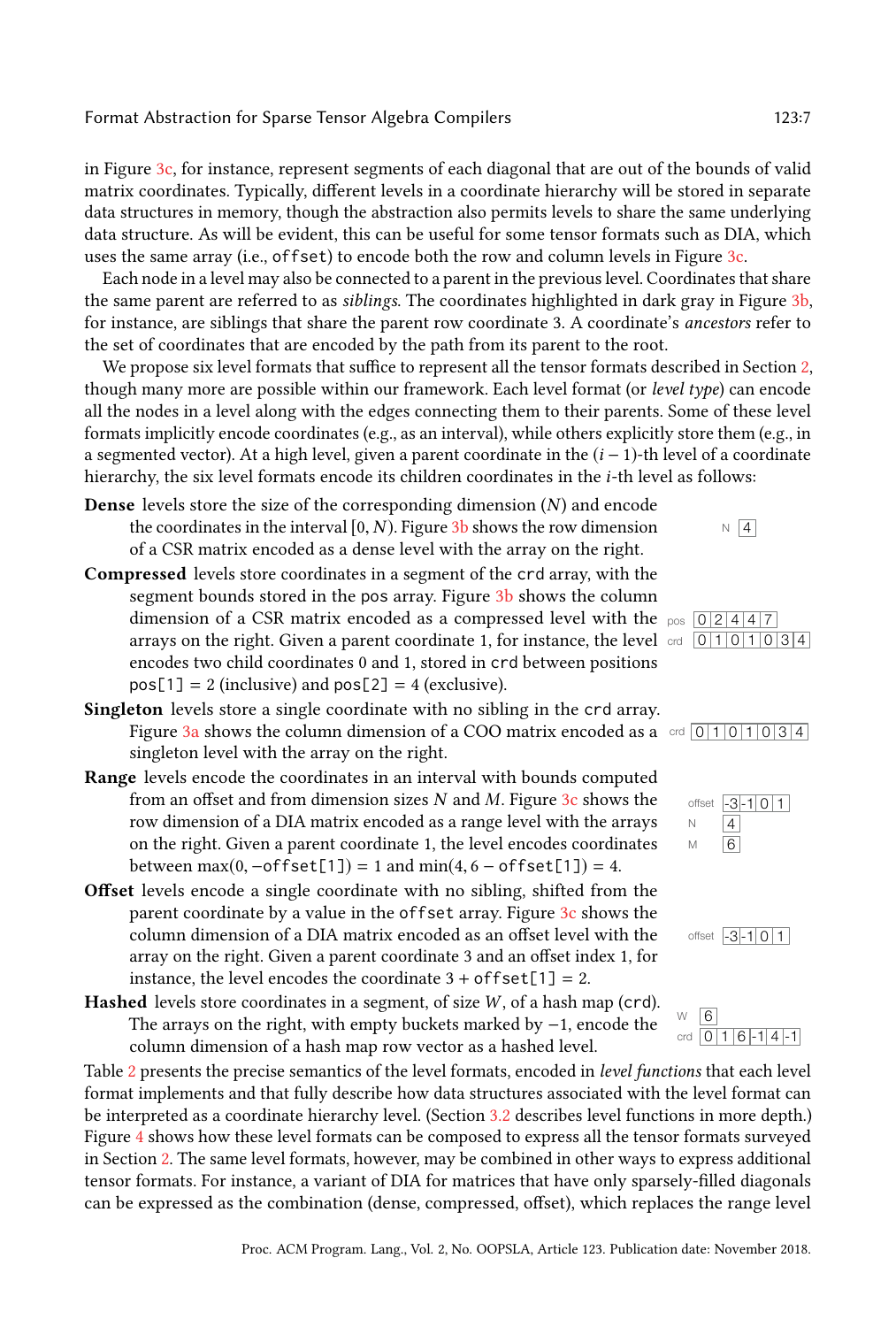in Figure 3c, for instance, represent segments of each diagonal that are out of the bounds of valid matrix coordinates. Typically, different levels in a coordinate hierarchy will be stored in separate data structures in memory, though the abstraction also permits levels to share the same underlying data structure. As will be evident, this can be useful for some tensor formats such as DIA, which uses the same array (i.e., `offset`) to encode both the row and column levels in Figure 3c.

Each node in a level may also be connected to a parent in the previous level. Coordinates that share the same parent are referred to as *siblings*. The coordinates highlighted in dark gray in Figure 3b, for instance, are siblings that share the parent row coordinate 3. A coordinate's *ancestors* refer to the set of coordinates that are encoded by the path from its parent to the root.

We propose six level formats that suffice to represent all the tensor formats described in Section 2, though many more are possible within our framework. Each level format (or *level type*) can encode all the nodes in a level along with the edges connecting them to their parents. Some of these level formats implicitly encode coordinates (e.g., as an interval), while others explicitly store them (e.g., in a segmented vector). At a high level, given a parent coordinate in the $(i-1)$-th level of a coordinate hierarchy, the six level formats encode its children coordinates in the $i$-th level as follows:

**Dense** levels store the size of the corresponding dimension ($N$) and encode the coordinates in the interval $[0, N)$. Figure 3b shows the row dimension of a CSR matrix encoded as a dense level with the array on the right.

N: [4]

**Compressed** levels store coordinates in a segment of the `crd` array, with the segment bounds stored in the `pos` array. Figure 3b shows the column dimension of a CSR matrix encoded as a compressed level with the arrays on the right. Given a parent coordinate 1, for instance, the level encodes two child coordinates 0 and 1, stored in `crd` between positions `pos[1]` = 2 (inclusive) and `pos[2]` = 4 (exclusive).

pos: [0|2|4|4|7]
crd: [0|1|0|1|0|3|4]

**Singleton** levels store a single coordinate with no sibling in the `crd` array. Figure 3a shows the column dimension of a COO matrix encoded as a singleton level with the array on the right.

crd: [0|1|0|1|0|3|4]

**Range** levels encode the coordinates in an interval with bounds computed from an offset and from dimension sizes $N$ and $M$. Figure 3c shows the row dimension of a DIA matrix encoded as a range level with the arrays on the right. Given a parent coordinate 1, the level encodes coordinates between $\max(0, -$`offset[1]`$) = 1$ and $\min(4, 6 -$ `offset[1]`$) = 4$.

offset: [-3|-1|0|1]
N: [4]
M: [6]

**Offset** levels encode a single coordinate with no sibling, shifted from the parent coordinate by a value in the `offset` array. Figure 3c shows the column dimension of a DIA matrix encoded as an offset level with the array on the right. Given a parent coordinate 3 and an offset index 1, for instance, the level encodes the coordinate $3 +$ `offset[1]` $= 2$.

offset: [-3|-1|0|1]

**Hashed** levels store coordinates in a segment, of size $W$, of a hash map (`crd`). The arrays on the right, with empty buckets marked by $-1$, encode the column dimension of a hash map row vector as a hashed level.

W: [6]
crd: [0|1|6|-1|4|-1]

Table 2 presents the precise semantics of the level formats, encoded in *level functions* that each level format implements and that fully describe how data structures associated with the level format can be interpreted as a coordinate hierarchy level. (Section 3.2 describes level functions in more depth.) Figure 4 shows how these level formats can be composed to express all the tensor formats surveyed in Section 2. The same level formats, however, may be combined in other ways to express additional tensor formats. For instance, a variant of DIA for matrices that have only sparsely-filled diagonals can be expressed as the combination (dense, compressed, offset), which replaces the range level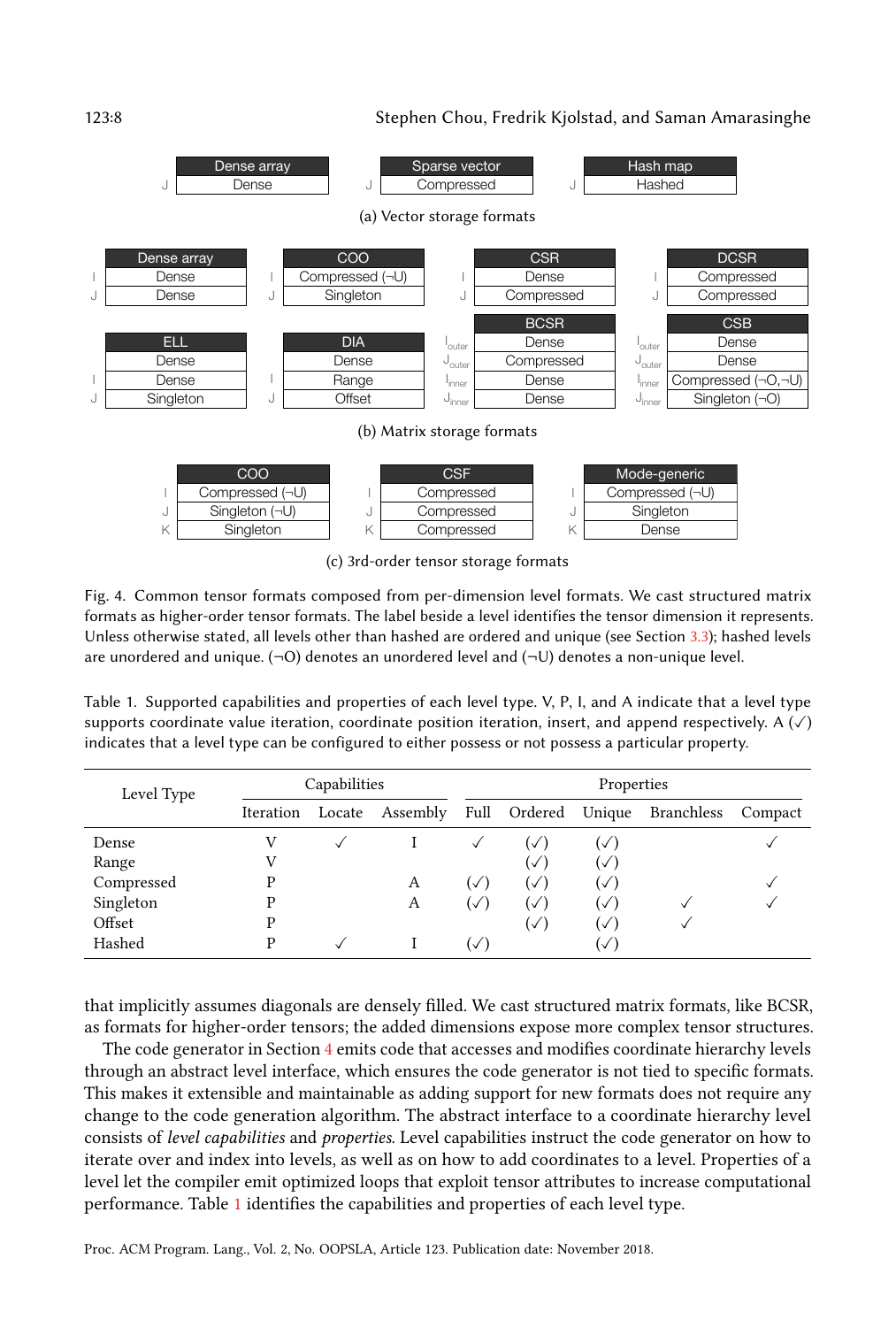**(a) Vector storage formats**

| | Dense array |
|---|---|
| J | Dense |

| | Sparse vector |
|---|---|
| J | Compressed |

| | Hash map |
|---|---|
| J | Hashed |

**(b) Matrix storage formats**

| | Dense array |
|---|---|
| I | Dense |
| J | Dense |

| | COO |
|---|---|
| I | Compressed (¬U) |
| J | Singleton |

| | CSR |
|---|---|
| I | Dense |
| J | Compressed |

| | DCSR |
|---|---|
| I | Compressed |
| J | Compressed |

| | ELL |
|---|---|
| | Dense |
| I | Dense |
| J | Singleton |

| | DIA |
|---|---|
| | Dense |
| I | Range |
| J | Offset |

| | BCSR |
|---|---|
| $I_{outer}$ | Dense |
| $J_{outer}$ | Compressed |
| $I_{inner}$ | Dense |
| $J_{inner}$ | Dense |

| | CSB |
|---|---|
| $I_{outer}$ | Dense |
| $J_{outer}$ | Dense |
| $I_{inner}$ | Compressed (¬O,¬U) |
| $J_{inner}$ | Singleton (¬O) |

**(c) 3rd-order tensor storage formats**

| | COO |
|---|---|
| I | Compressed (¬U) |
| J | Singleton (¬U) |
| K | Singleton |

| | CSF |
|---|---|
| I | Compressed |
| J | Compressed |
| K | Compressed |

| | Mode-generic |
|---|---|
| I | Compressed (¬U) |
| J | Singleton |
| K | Dense |

Fig. 4. Common tensor formats composed from per-dimension level formats. We cast structured matrix formats as higher-order tensor formats. The label beside a level identifies the tensor dimension it represents. Unless otherwise stated, all levels other than hashed are ordered and unique (see Section 3.3); hashed levels are unordered and unique. (¬O) denotes an unordered level and (¬U) denotes a non-unique level.

Table 1. Supported capabilities and properties of each level type. V, P, I, and A indicate that a level type supports coordinate value iteration, coordinate position iteration, insert, and append respectively. A (✓) indicates that a level type can be configured to either possess or not possess a particular property.

| Level Type | Capabilities | | | Properties | | | | |
|---|---|---|---|---|---|---|---|---|
| | Iteration | Locate | Assembly | Full | Ordered | Unique | Branchless | Compact |
| Dense | V | ✓ | I | ✓ | (✓) | (✓) | | ✓ |
| Range | V | | | | (✓) | (✓) | | |
| Compressed | P | | A | (✓) | (✓) | (✓) | | ✓ |
| Singleton | P | | A | (✓) | (✓) | (✓) | ✓ | ✓ |
| Offset | P | | | | (✓) | (✓) | ✓ | |
| Hashed | P | ✓ | I | (✓) | | (✓) | | |

that implicitly assumes diagonals are densely filled. We cast structured matrix formats, like BCSR, as formats for higher-order tensors; the added dimensions expose more complex tensor structures.

The code generator in Section 4 emits code that accesses and modifies coordinate hierarchy levels through an abstract level interface, which ensures the code generator is not tied to specific formats. This makes it extensible and maintainable as adding support for new formats does not require any change to the code generation algorithm. The abstract interface to a coordinate hierarchy level consists of *level capabilities* and *properties*. Level capabilities instruct the code generator on how to iterate over and index into levels, as well as on how to add coordinates to a level. Properties of a level let the compiler emit optimized loops that exploit tensor attributes to increase computational performance. Table 1 identifies the capabilities and properties of each level type.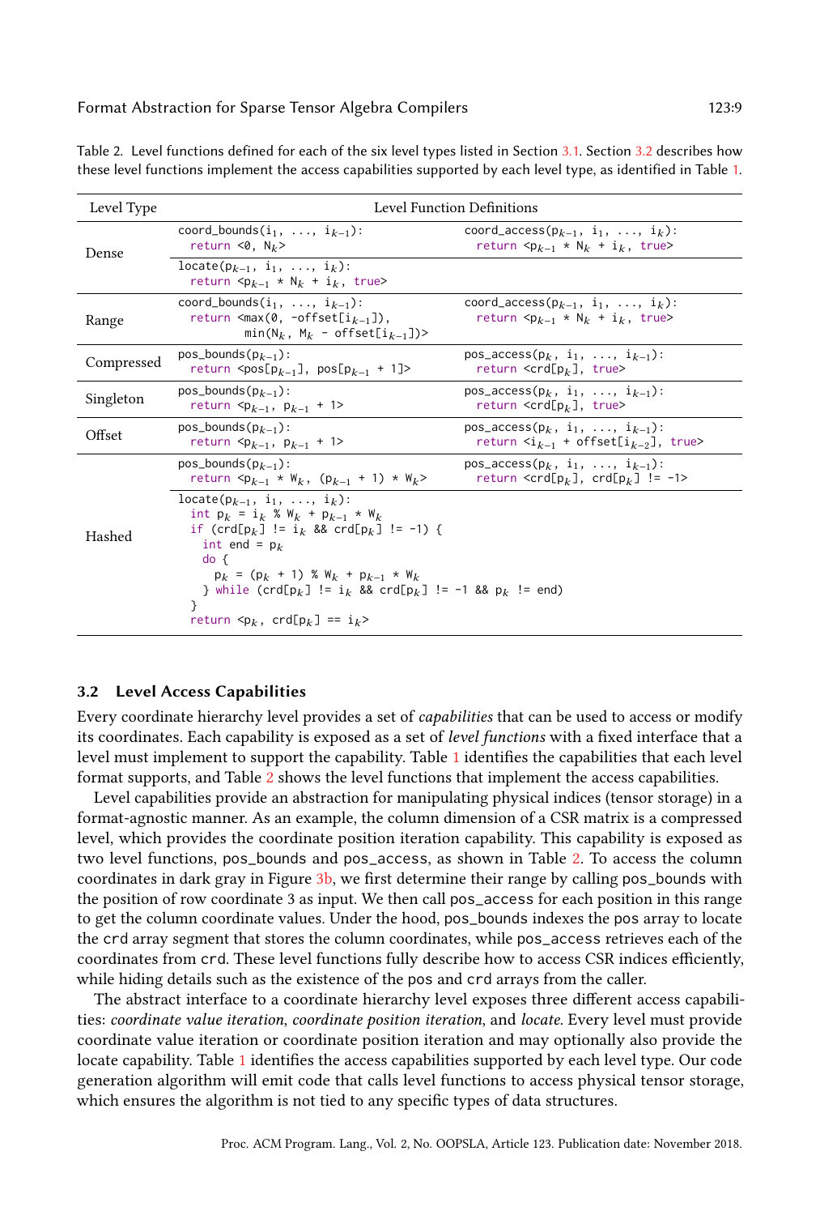Table 2. Level functions defined for each of the six level types listed in Section 3.1. Section 3.2 describes how these level functions implement the access capabilities supported by each level type, as identified in Table 1.

| Level Type | Level Function Definitions | |
|---|---|---|
| Dense | `coord_bounds(i_1, ..., i_{k-1}):`<br>`  return <0, N_k>` | `coord_access(p_{k-1}, i_1, ..., i_k):`<br>`  return <p_{k-1} * N_k + i_k, true>` |
| | `locate(p_{k-1}, i_1, ..., i_k):`<br>`  return <p_{k-1} * N_k + i_k, true>` | |
| Range | `coord_bounds(i_1, ..., i_{k-1}):`<br>`  return <max(0, -offset[i_{k-1}]),`<br>`          min(N_k, M_k - offset[i_{k-1}])>` | `coord_access(p_{k-1}, i_1, ..., i_k):`<br>`  return <p_{k-1} * N_k + i_k, true>` |
| Compressed | `pos_bounds(p_{k-1}):`<br>`  return <pos[p_{k-1}], pos[p_{k-1} + 1]>` | `pos_access(p_k, i_1, ..., i_{k-1}):`<br>`  return <crd[p_k], true>` |
| Singleton | `pos_bounds(p_{k-1}):`<br>`  return <p_{k-1}, p_{k-1} + 1>` | `pos_access(p_k, i_1, ..., i_{k-1}):`<br>`  return <crd[p_k], true>` |
| Offset | `pos_bounds(p_{k-1}):`<br>`  return <p_{k-1}, p_{k-1} + 1>` | `pos_access(p_k, i_1, ..., i_{k-1}):`<br>`  return <i_{k-1} + offset[i_{k-2}], true>` |
| Hashed | `pos_bounds(p_{k-1}):`<br>`  return <p_{k-1} * W_k, (p_{k-1} + 1) * W_k>` | `pos_access(p_k, i_1, ..., i_{k-1}):`<br>`  return <crd[p_k], crd[p_k] != -1>` |
| | `locate(p_{k-1}, i_1, ..., i_k):`<br>`  int p_k = i_k % W_k + p_{k-1} * W_k`<br>`  if (crd[p_k] != i_k && crd[p_k] != -1) {`<br>`    int end = p_k`<br>`    do {`<br>`      p_k = (p_k + 1) % W_k + p_{k-1} * W_k`<br>`    } while (crd[p_k] != i_k && crd[p_k] != -1 && p_k != end)`<br>`  }`<br>`  return <p_k, crd[p_k] == i_k>` | |

## 3.2 Level Access Capabilities

Every coordinate hierarchy level provides a set of *capabilities* that can be used to access or modify its coordinates. Each capability is exposed as a set of *level functions* with a fixed interface that a level must implement to support the capability. Table 1 identifies the capabilities that each level format supports, and Table 2 shows the level functions that implement the access capabilities.

Level capabilities provide an abstraction for manipulating physical indices (tensor storage) in a format-agnostic manner. As an example, the column dimension of a CSR matrix is a compressed level, which provides the coordinate position iteration capability. This capability is exposed as two level functions, pos_bounds and pos_access, as shown in Table 2. To access the column coordinates in dark gray in Figure 3b, we first determine their range by calling pos_bounds with the position of row coordinate 3 as input. We then call pos_access for each position in this range to get the column coordinate values. Under the hood, pos_bounds indexes the pos array to locate the crd array segment that stores the column coordinates, while pos_access retrieves each of the coordinates from crd. These level functions fully describe how to access CSR indices efficiently, while hiding details such as the existence of the pos and crd arrays from the caller.

The abstract interface to a coordinate hierarchy level exposes three different access capabilities: *coordinate value iteration*, *coordinate position iteration*, and *locate*. Every level must provide coordinate value iteration or coordinate position iteration and may optionally also provide the locate capability. Table 1 identifies the access capabilities supported by each level type. Our code generation algorithm will emit code that calls level functions to access physical tensor storage, which ensures the algorithm is not tied to any specific types of data structures.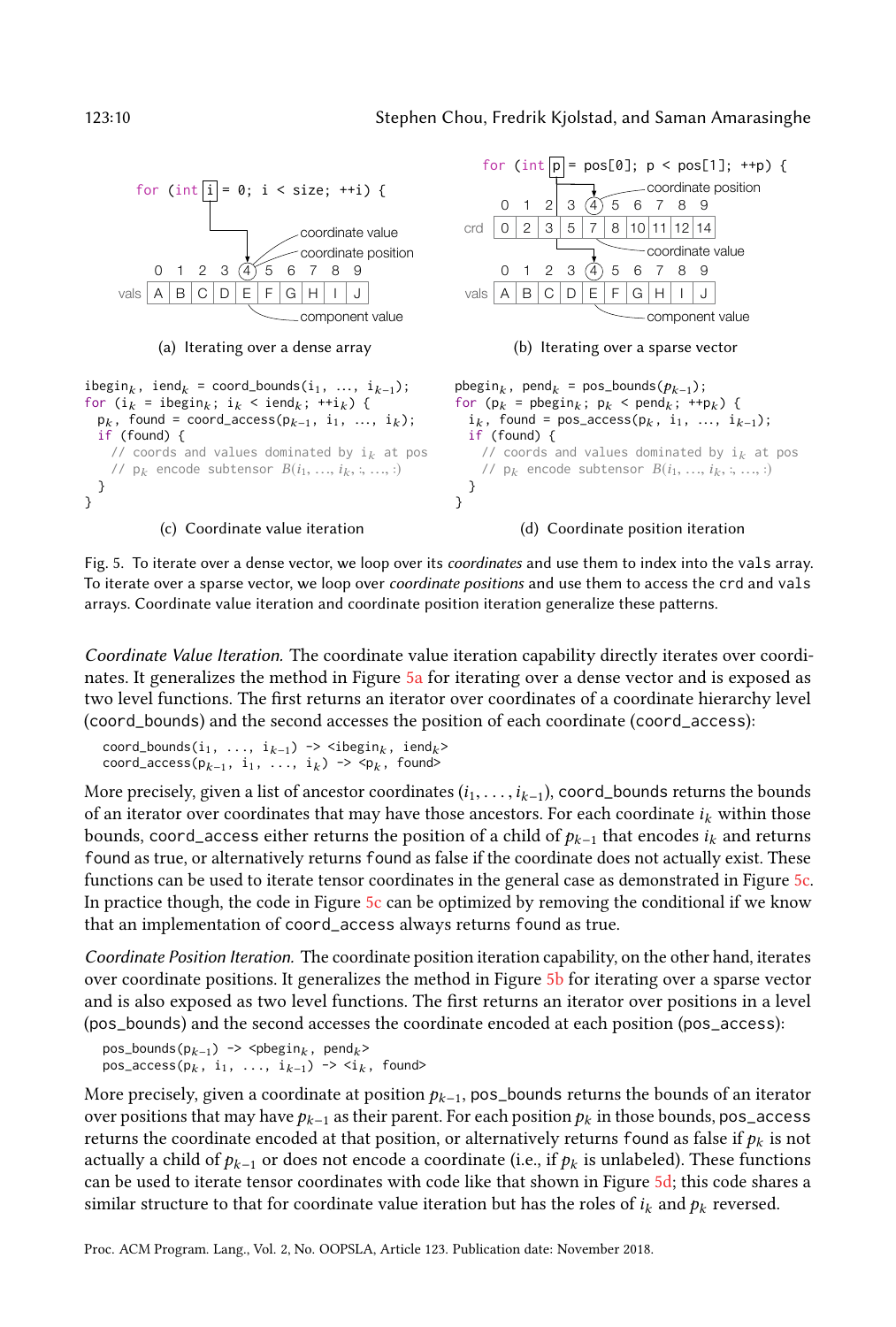```
for (int i = 0; i < size; ++i) {
```

(a) Iterating over a dense array

```
for (int p = pos[0]; p < pos[1]; ++p) {
```

(b) Iterating over a sparse vector

```
ibegin_k, iend_k = coord_bounds(i_1, ..., i_{k-1});
for (i_k = ibegin_k; i_k < iend_k; ++i_k) {
  p_k, found = coord_access(p_{k-1}, i_1, ..., i_k);
  if (found) {
    // coords and values dominated by i_k at pos
    // p_k encode subtensor B(i_1, ..., i_k, :, ..., :)
  }
}
```

(c) Coordinate value iteration

```
pbegin_k, pend_k = pos_bounds(p_{k-1});
for (p_k = pbegin_k; p_k < pend_k; ++p_k) {
  i_k, found = pos_access(p_k, i_1, ..., i_{k-1});
  if (found) {
    // coords and values dominated by i_k at pos
    // p_k encode subtensor B(i_1, ..., i_k, :, ..., :)
  }
}
```

(d) Coordinate position iteration

Fig. 5. To iterate over a dense vector, we loop over its *coordinates* and use them to index into the `vals` array. To iterate over a sparse vector, we loop over *coordinate positions* and use them to access the `crd` and `vals` arrays. Coordinate value iteration and coordinate position iteration generalize these patterns.

*Coordinate Value Iteration.* The coordinate value iteration capability directly iterates over coordinates. It generalizes the method in Figure 5a for iterating over a dense vector and is exposed as two level functions. The first returns an iterator over coordinates of a coordinate hierarchy level (`coord_bounds`) and the second accesses the position of each coordinate (`coord_access`):

```
coord_bounds(i_1, ..., i_{k-1}) -> <ibegin_k, iend_k>
coord_access(p_{k-1}, i_1, ..., i_k) -> <p_k, found>
```

More precisely, given a list of ancestor coordinates $(i_1, \ldots, i_{k-1})$, `coord_bounds` returns the bounds of an iterator over coordinates that may have those ancestors. For each coordinate $i_k$ within those bounds, `coord_access` either returns the position of a child of $p_{k-1}$ that encodes $i_k$ and returns `found` as true, or alternatively returns `found` as false if the coordinate does not actually exist. These functions can be used to iterate tensor coordinates in the general case as demonstrated in Figure 5c. In practice though, the code in Figure 5c can be optimized by removing the conditional if we know that an implementation of `coord_access` always returns `found` as true.

*Coordinate Position Iteration.* The coordinate position iteration capability, on the other hand, iterates over coordinate positions. It generalizes the method in Figure 5b for iterating over a sparse vector and is also exposed as two level functions. The first returns an iterator over positions in a level (`pos_bounds`) and the second accesses the coordinate encoded at each position (`pos_access`):

```
pos_bounds(p_{k-1}) -> <pbegin_k, pend_k>
pos_access(p_k, i_1, ..., i_{k-1}) -> <i_k, found>
```

More precisely, given a coordinate at position $p_{k-1}$, `pos_bounds` returns the bounds of an iterator over positions that may have $p_{k-1}$ as their parent. For each position $p_k$ in those bounds, `pos_access` returns the coordinate encoded at that position, or alternatively returns `found` as false if $p_k$ is not actually a child of $p_{k-1}$ or does not encode a coordinate (i.e., if $p_k$ is unlabeled). These functions can be used to iterate tensor coordinates with code like that shown in Figure 5d; this code shares a similar structure to that for coordinate value iteration but has the roles of $i_k$ and $p_k$ reversed.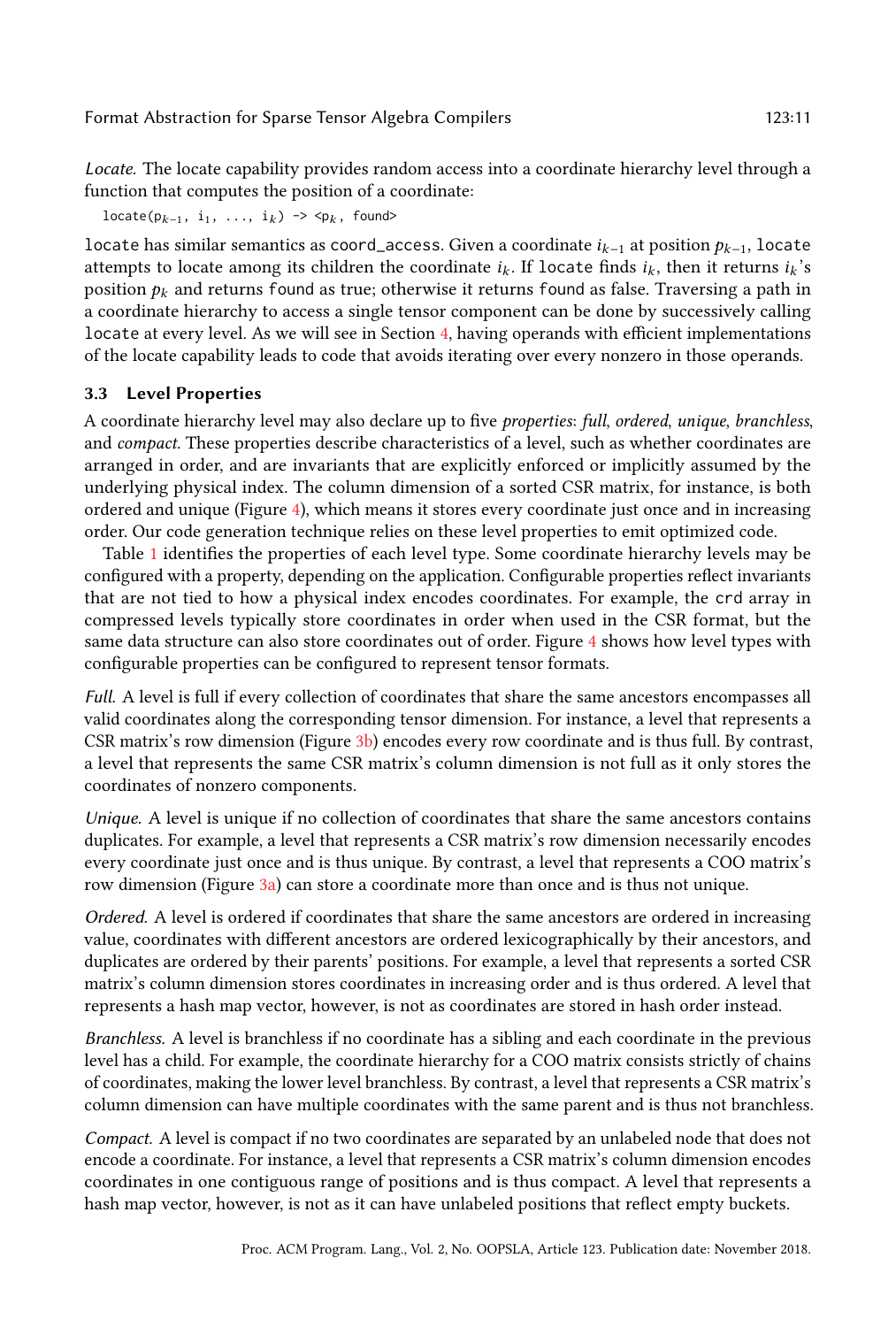*Locate.* The locate capability provides random access into a coordinate hierarchy level through a function that computes the position of a coordinate:

```
locate(p_{k-1}, i_1, ..., i_k) -> <p_k, found>
```

`locate` has similar semantics as `coord_access`. Given a coordinate $i_{k-1}$ at position $p_{k-1}$, `locate` attempts to locate among its children the coordinate $i_k$. If `locate` finds $i_k$, then it returns $i_k$'s position $p_k$ and returns `found` as true; otherwise it returns `found` as false. Traversing a path in a coordinate hierarchy to access a single tensor component can be done by successively calling `locate` at every level. As we will see in Section 4, having operands with efficient implementations of the locate capability leads to code that avoids iterating over every nonzero in those operands.

### 3.3 Level Properties

A coordinate hierarchy level may also declare up to five *properties*: *full*, *ordered*, *unique*, *branchless*, and *compact*. These properties describe characteristics of a level, such as whether coordinates are arranged in order, and are invariants that are explicitly enforced or implicitly assumed by the underlying physical index. The column dimension of a sorted CSR matrix, for instance, is both ordered and unique (Figure 4), which means it stores every coordinate just once and in increasing order. Our code generation technique relies on these level properties to emit optimized code.

Table 1 identifies the properties of each level type. Some coordinate hierarchy levels may be configured with a property, depending on the application. Configurable properties reflect invariants that are not tied to how a physical index encodes coordinates. For example, the `crd` array in compressed levels typically store coordinates in order when used in the CSR format, but the same data structure can also store coordinates out of order. Figure 4 shows how level types with configurable properties can be configured to represent tensor formats.

*Full.* A level is full if every collection of coordinates that share the same ancestors encompasses all valid coordinates along the corresponding tensor dimension. For instance, a level that represents a CSR matrix's row dimension (Figure 3b) encodes every row coordinate and is thus full. By contrast, a level that represents the same CSR matrix's column dimension is not full as it only stores the coordinates of nonzero components.

*Unique.* A level is unique if no collection of coordinates that share the same ancestors contains duplicates. For example, a level that represents a CSR matrix's row dimension necessarily encodes every coordinate just once and is thus unique. By contrast, a level that represents a COO matrix's row dimension (Figure 3a) can store a coordinate more than once and is thus not unique.

*Ordered.* A level is ordered if coordinates that share the same ancestors are ordered in increasing value, coordinates with different ancestors are ordered lexicographically by their ancestors, and duplicates are ordered by their parents' positions. For example, a level that represents a sorted CSR matrix's column dimension stores coordinates in increasing order and is thus ordered. A level that represents a hash map vector, however, is not as coordinates are stored in hash order instead.

*Branchless.* A level is branchless if no coordinate has a sibling and each coordinate in the previous level has a child. For example, the coordinate hierarchy for a COO matrix consists strictly of chains of coordinates, making the lower level branchless. By contrast, a level that represents a CSR matrix's column dimension can have multiple coordinates with the same parent and is thus not branchless.

*Compact.* A level is compact if no two coordinates are separated by an unlabeled node that does not encode a coordinate. For instance, a level that represents a CSR matrix's column dimension encodes coordinates in one contiguous range of positions and is thus compact. A level that represents a hash map vector, however, is not as it can have unlabeled positions that reflect empty buckets.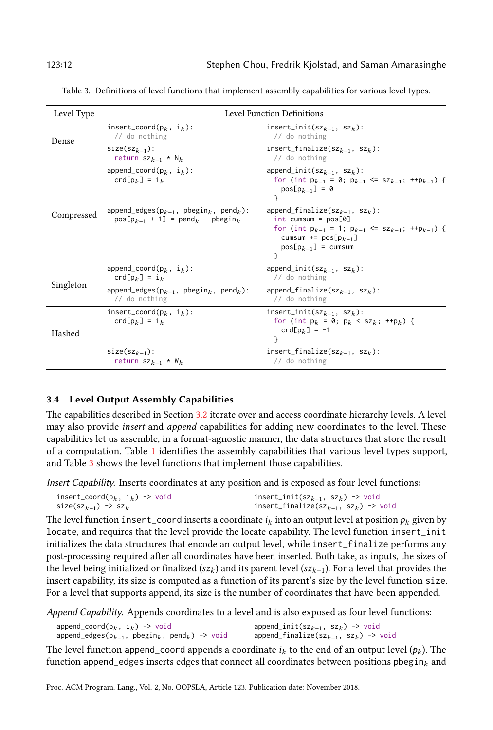Table 3. Definitions of level functions that implement assembly capabilities for various level types.

| Level Type | Level Function Definitions | |
|---|---|---|
| Dense | `insert_coord(p_k, i_k):`<br>`  // do nothing`<br>`size(sz_{k-1}):`<br>`  return sz_{k-1} * N_k` | `insert_init(sz_{k-1}, sz_k):`<br>`  // do nothing`<br>`insert_finalize(sz_{k-1}, sz_k):`<br>`  // do nothing` |
| Compressed | `append_coord(p_k, i_k):`<br>`  crd[p_k] = i_k`<br>`append_edges(p_{k-1}, pbegin_k, pend_k):`<br>`  pos[p_{k-1} + 1] = pend_k - pbegin_k` | `append_init(sz_{k-1}, sz_k):`<br>`  for (int p_{k-1} = 0; p_{k-1} <= sz_{k-1}; ++p_{k-1}) {`<br>`    pos[p_{k-1}] = 0`<br>`  }`<br>`append_finalize(sz_{k-1}, sz_k):`<br>`  int cumsum = pos[0]`<br>`  for (int p_{k-1} = 1; p_{k-1} <= sz_{k-1}; ++p_{k-1}) {`<br>`    cumsum += pos[p_{k-1}]`<br>`    pos[p_{k-1}] = cumsum`<br>`  }` |
| Singleton | `append_coord(p_k, i_k):`<br>`  crd[p_k] = i_k`<br>`append_edges(p_{k-1}, pbegin_k, pend_k):`<br>`  // do nothing` | `append_init(sz_{k-1}, sz_k):`<br>`  // do nothing`<br>`append_finalize(sz_{k-1}, sz_k):`<br>`  // do nothing` |
| Hashed | `insert_coord(p_k, i_k):`<br>`  crd[p_k] = i_k`<br>`size(sz_{k-1}):`<br>`  return sz_{k-1} * W_k` | `insert_init(sz_{k-1}, sz_k):`<br>`  for (int p_k = 0; p_k < sz_k; ++p_k) {`<br>`    crd[p_k] = -1`<br>`  }`<br>`insert_finalize(sz_{k-1}, sz_k):`<br>`  // do nothing` |

### 3.4 Level Output Assembly Capabilities

The capabilities described in Section 3.2 iterate over and access coordinate hierarchy levels. A level may also provide *insert* and *append* capabilities for adding new coordinates to the level. These capabilities let us assemble, in a format-agnostic manner, the data structures that store the result of a computation. Table 1 identifies the assembly capabilities that various level types support, and Table 3 shows the level functions that implement those capabilities.

*Insert Capability.* Inserts coordinates at any position and is exposed as four level functions:

```
insert_coord(p_k, i_k) -> void              insert_init(sz_{k-1}, sz_k) -> void
size(sz_{k-1}) -> sz_k                      insert_finalize(sz_{k-1}, sz_k) -> void
```

The level function `insert_coord` inserts a coordinate $i_k$ into an output level at position $p_k$ given by `locate`, and requires that the level provide the locate capability. The level function `insert_init` initializes the data structures that encode an output level, while `insert_finalize` performs any post-processing required after all coordinates have been inserted. Both take, as inputs, the sizes of the level being initialized or finalized ($sz_k$) and its parent level ($sz_{k-1}$). For a level that provides the insert capability, its size is computed as a function of its parent's size by the level function `size`. For a level that supports append, its size is the number of coordinates that have been appended.

*Append Capability.* Appends coordinates to a level and is also exposed as four level functions:

```
append_coord(p_k, i_k) -> void                          append_init(sz_{k-1}, sz_k) -> void
append_edges(p_{k-1}, pbegin_k, pend_k) -> void         append_finalize(sz_{k-1}, sz_k) -> void
```

The level function `append_coord` appends a coordinate $i_k$ to the end of an output level ($p_k$). The function `append_edges` inserts edges that connect all coordinates between positions $\text{pbegin}_k$ and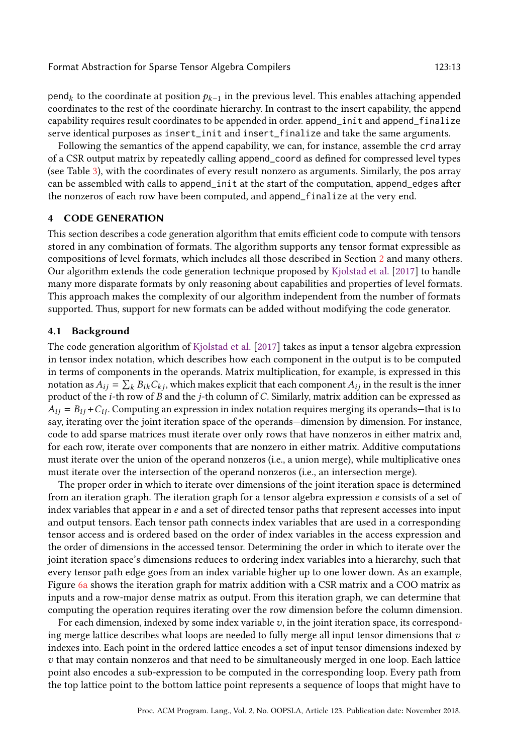$\mathsf{pend}_k$ to the coordinate at position $p_{k-1}$ in the previous level. This enables attaching appended coordinates to the rest of the coordinate hierarchy. In contrast to the insert capability, the append capability requires result coordinates to be appended in order. `append_init` and `append_finalize` serve identical purposes as `insert_init` and `insert_finalize` and take the same arguments.

Following the semantics of the append capability, we can, for instance, assemble the `crd` array of a CSR output matrix by repeatedly calling `append_coord` as defined for compressed level types (see Table 3), with the coordinates of every result nonzero as arguments. Similarly, the `pos` array can be assembled with calls to `append_init` at the start of the computation, `append_edges` after the nonzeros of each row have been computed, and `append_finalize` at the very end.

## 4 CODE GENERATION

This section describes a code generation algorithm that emits efficient code to compute with tensors stored in any combination of formats. The algorithm supports any tensor format expressible as compositions of level formats, which includes all those described in Section 2 and many others. Our algorithm extends the code generation technique proposed by Kjolstad et al. [2017] to handle many more disparate formats by only reasoning about capabilities and properties of level formats. This approach makes the complexity of our algorithm independent from the number of formats supported. Thus, support for new formats can be added without modifying the code generator.

### 4.1 Background

The code generation algorithm of Kjolstad et al. [2017] takes as input a tensor algebra expression in tensor index notation, which describes how each component in the output is to be computed in terms of components in the operands. Matrix multiplication, for example, is expressed in this notation as $A_{ij} = \sum_k B_{ik}C_{kj}$, which makes explicit that each component $A_{ij}$ in the result is the inner product of the $i$-th row of $B$ and the $j$-th column of $C$. Similarly, matrix addition can be expressed as $A_{ij} = B_{ij} + C_{ij}$. Computing an expression in index notation requires merging its operands—that is to say, iterating over the joint iteration space of the operands—dimension by dimension. For instance, code to add sparse matrices must iterate over only rows that have nonzeros in either matrix and, for each row, iterate over components that are nonzero in either matrix. Additive computations must iterate over the union of the operand nonzeros (i.e., a union merge), while multiplicative ones must iterate over the intersection of the operand nonzeros (i.e., an intersection merge).

The proper order in which to iterate over dimensions of the joint iteration space is determined from an iteration graph. The iteration graph for a tensor algebra expression $e$ consists of a set of index variables that appear in $e$ and a set of directed tensor paths that represent accesses into input and output tensors. Each tensor path connects index variables that are used in a corresponding tensor access and is ordered based on the order of index variables in the access expression and the order of dimensions in the accessed tensor. Determining the order in which to iterate over the joint iteration space's dimensions reduces to ordering index variables into a hierarchy, such that every tensor path edge goes from an index variable higher up to one lower down. As an example, Figure 6a shows the iteration graph for matrix addition with a CSR matrix and a COO matrix as inputs and a row-major dense matrix as output. From this iteration graph, we can determine that computing the operation requires iterating over the row dimension before the column dimension.

For each dimension, indexed by some index variable $v$, in the joint iteration space, its corresponding merge lattice describes what loops are needed to fully merge all input tensor dimensions that $v$ indexes into. Each point in the ordered lattice encodes a set of input tensor dimensions indexed by $v$ that may contain nonzeros and that need to be simultaneously merged in one loop. Each lattice point also encodes a sub-expression to be computed in the corresponding loop. Every path from the top lattice point to the bottom lattice point represents a sequence of loops that might have to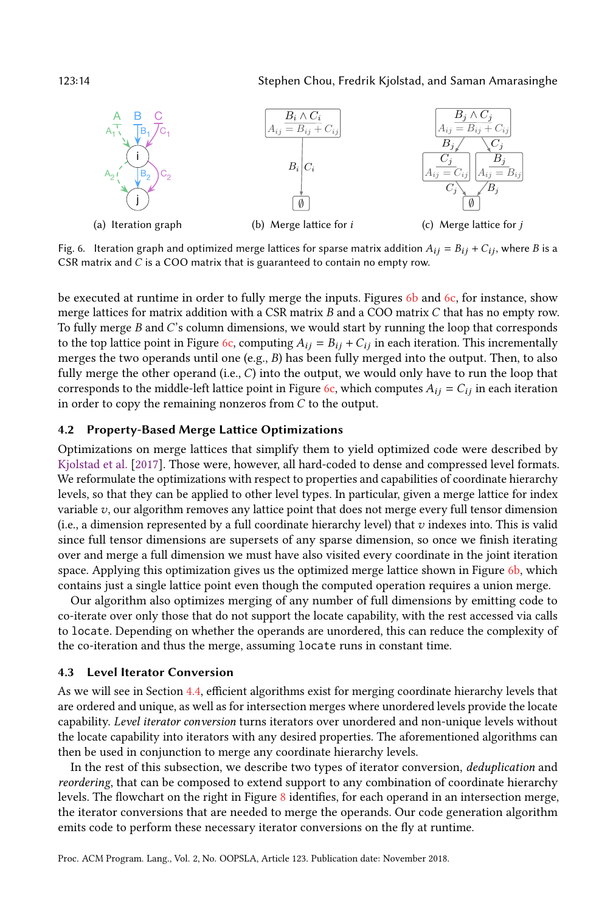(a) Iteration graph

(b) Merge lattice for $i$

(c) Merge lattice for $j$

Fig. 6. Iteration graph and optimized merge lattices for sparse matrix addition $A_{ij} = B_{ij} + C_{ij}$, where $B$ is a CSR matrix and $C$ is a COO matrix that is guaranteed to contain no empty row.

be executed at runtime in order to fully merge the inputs. Figures 6b and 6c, for instance, show merge lattices for matrix addition with a CSR matrix $B$ and a COO matrix $C$ that has no empty row. To fully merge $B$ and $C$'s column dimensions, we would start by running the loop that corresponds to the top lattice point in Figure 6c, computing $A_{ij} = B_{ij} + C_{ij}$ in each iteration. This incrementally merges the two operands until one (e.g., $B$) has been fully merged into the output. Then, to also fully merge the other operand (i.e., $C$) into the output, we would only have to run the loop that corresponds to the middle-left lattice point in Figure 6c, which computes $A_{ij} = C_{ij}$ in each iteration in order to copy the remaining nonzeros from $C$ to the output.

### 4.2 Property-Based Merge Lattice Optimizations

Optimizations on merge lattices that simplify them to yield optimized code were described by Kjolstad et al. [2017]. Those were, however, all hard-coded to dense and compressed level formats. We reformulate the optimizations with respect to properties and capabilities of coordinate hierarchy levels, so that they can be applied to other level types. In particular, given a merge lattice for index variable $v$, our algorithm removes any lattice point that does not merge every full tensor dimension (i.e., a dimension represented by a full coordinate hierarchy level) that $v$ indexes into. This is valid since full tensor dimensions are supersets of any sparse dimension, so once we finish iterating over and merge a full dimension we must have also visited every coordinate in the joint iteration space. Applying this optimization gives us the optimized merge lattice shown in Figure 6b, which contains just a single lattice point even though the computed operation requires a union merge.

Our algorithm also optimizes merging of any number of full dimensions by emitting code to co-iterate over only those that do not support the locate capability, with the rest accessed via calls to `locate`. Depending on whether the operands are unordered, this can reduce the complexity of the co-iteration and thus the merge, assuming `locate` runs in constant time.

### 4.3 Level Iterator Conversion

As we will see in Section 4.4, efficient algorithms exist for merging coordinate hierarchy levels that are ordered and unique, as well as for intersection merges where unordered levels provide the locate capability. *Level iterator conversion* turns iterators over unordered and non-unique levels without the locate capability into iterators with any desired properties. The aforementioned algorithms can then be used in conjunction to merge any coordinate hierarchy levels.

In the rest of this subsection, we describe two types of iterator conversion, *deduplication* and *reordering*, that can be composed to extend support to any combination of coordinate hierarchy levels. The flowchart on the right in Figure 8 identifies, for each operand in an intersection merge, the iterator conversions that are needed to merge the operands. Our code generation algorithm emits code to perform these necessary iterator conversions on the fly at runtime.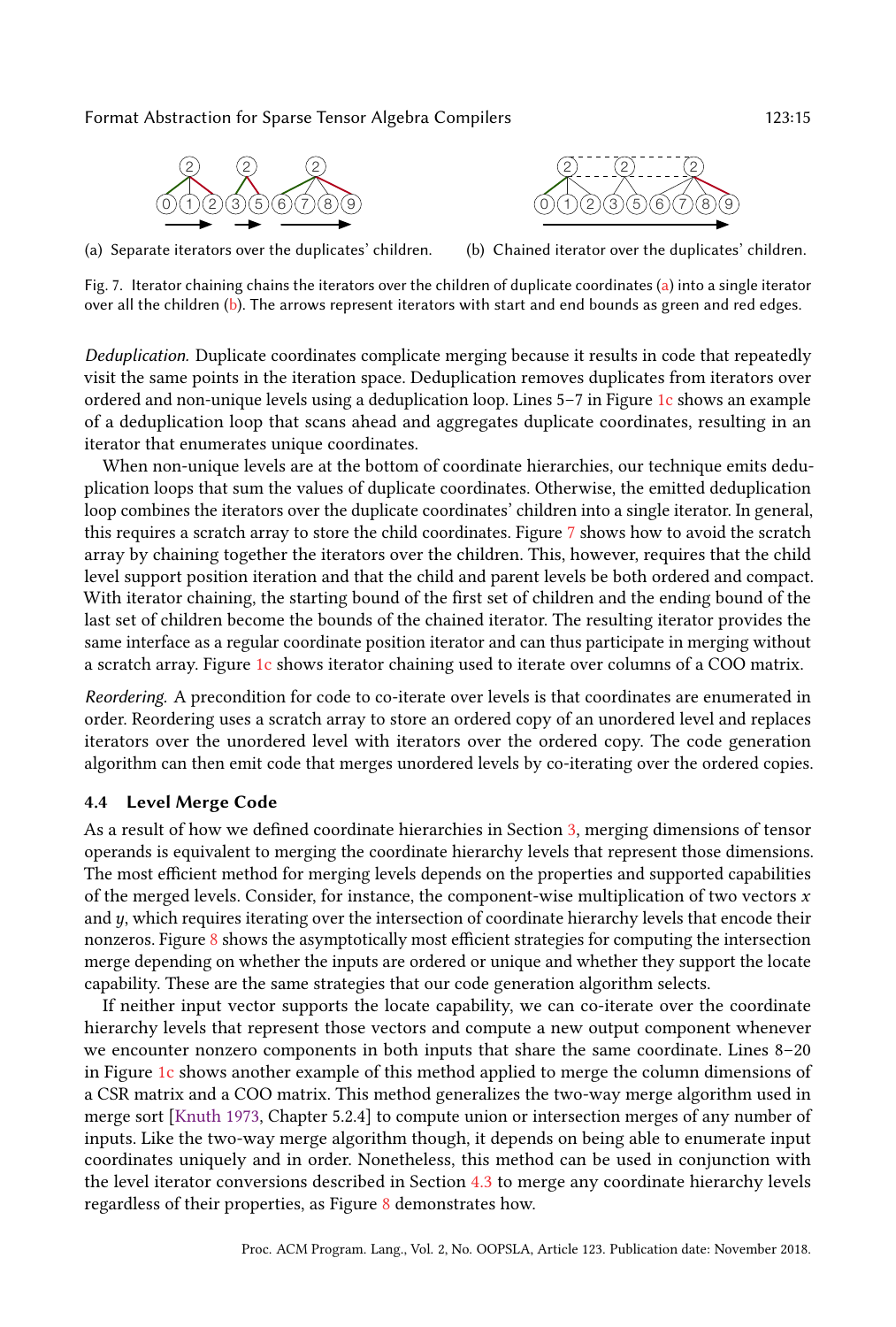2 2 2
0 1 2 3 5 6 7 8 9

(a) Separate iterators over the duplicates' children.

2 2 2
0 1 2 3 5 6 7 8 9

(b) Chained iterator over the duplicates' children.

Fig. 7. Iterator chaining chains the iterators over the children of duplicate coordinates (a) into a single iterator over all the children (b). The arrows represent iterators with start and end bounds as green and red edges.

*Deduplication.* Duplicate coordinates complicate merging because it results in code that repeatedly visit the same points in the iteration space. Deduplication removes duplicates from iterators over ordered and non-unique levels using a deduplication loop. Lines 5–7 in Figure 1c shows an example of a deduplication loop that scans ahead and aggregates duplicate coordinates, resulting in an iterator that enumerates unique coordinates.

When non-unique levels are at the bottom of coordinate hierarchies, our technique emits deduplication loops that sum the values of duplicate coordinates. Otherwise, the emitted deduplication loop combines the iterators over the duplicate coordinates' children into a single iterator. In general, this requires a scratch array to store the child coordinates. Figure 7 shows how to avoid the scratch array by chaining together the iterators over the children. This, however, requires that the child level support position iteration and that the child and parent levels be both ordered and compact. With iterator chaining, the starting bound of the first set of children and the ending bound of the last set of children become the bounds of the chained iterator. The resulting iterator provides the same interface as a regular coordinate position iterator and can thus participate in merging without a scratch array. Figure 1c shows iterator chaining used to iterate over columns of a COO matrix.

*Reordering.* A precondition for code to co-iterate over levels is that coordinates are enumerated in order. Reordering uses a scratch array to store an ordered copy of an unordered level and replaces iterators over the unordered level with iterators over the ordered copy. The code generation algorithm can then emit code that merges unordered levels by co-iterating over the ordered copies.

### 4.4 Level Merge Code

As a result of how we defined coordinate hierarchies in Section 3, merging dimensions of tensor operands is equivalent to merging the coordinate hierarchy levels that represent those dimensions. The most efficient method for merging levels depends on the properties and supported capabilities of the merged levels. Consider, for instance, the component-wise multiplication of two vectors $x$ and $y$, which requires iterating over the intersection of coordinate hierarchy levels that encode their nonzeros. Figure 8 shows the asymptotically most efficient strategies for computing the intersection merge depending on whether the inputs are ordered or unique and whether they support the locate capability. These are the same strategies that our code generation algorithm selects.

If neither input vector supports the locate capability, we can co-iterate over the coordinate hierarchy levels that represent those vectors and compute a new output component whenever we encounter nonzero components in both inputs that share the same coordinate. Lines 8–20 in Figure 1c shows another example of this method applied to merge the column dimensions of a CSR matrix and a COO matrix. This method generalizes the two-way merge algorithm used in merge sort [Knuth 1973, Chapter 5.2.4] to compute union or intersection merges of any number of inputs. Like the two-way merge algorithm though, it depends on being able to enumerate input coordinates uniquely and in order. Nonetheless, this method can be used in conjunction with the level iterator conversions described in Section 4.3 to merge any coordinate hierarchy levels regardless of their properties, as Figure 8 demonstrates how.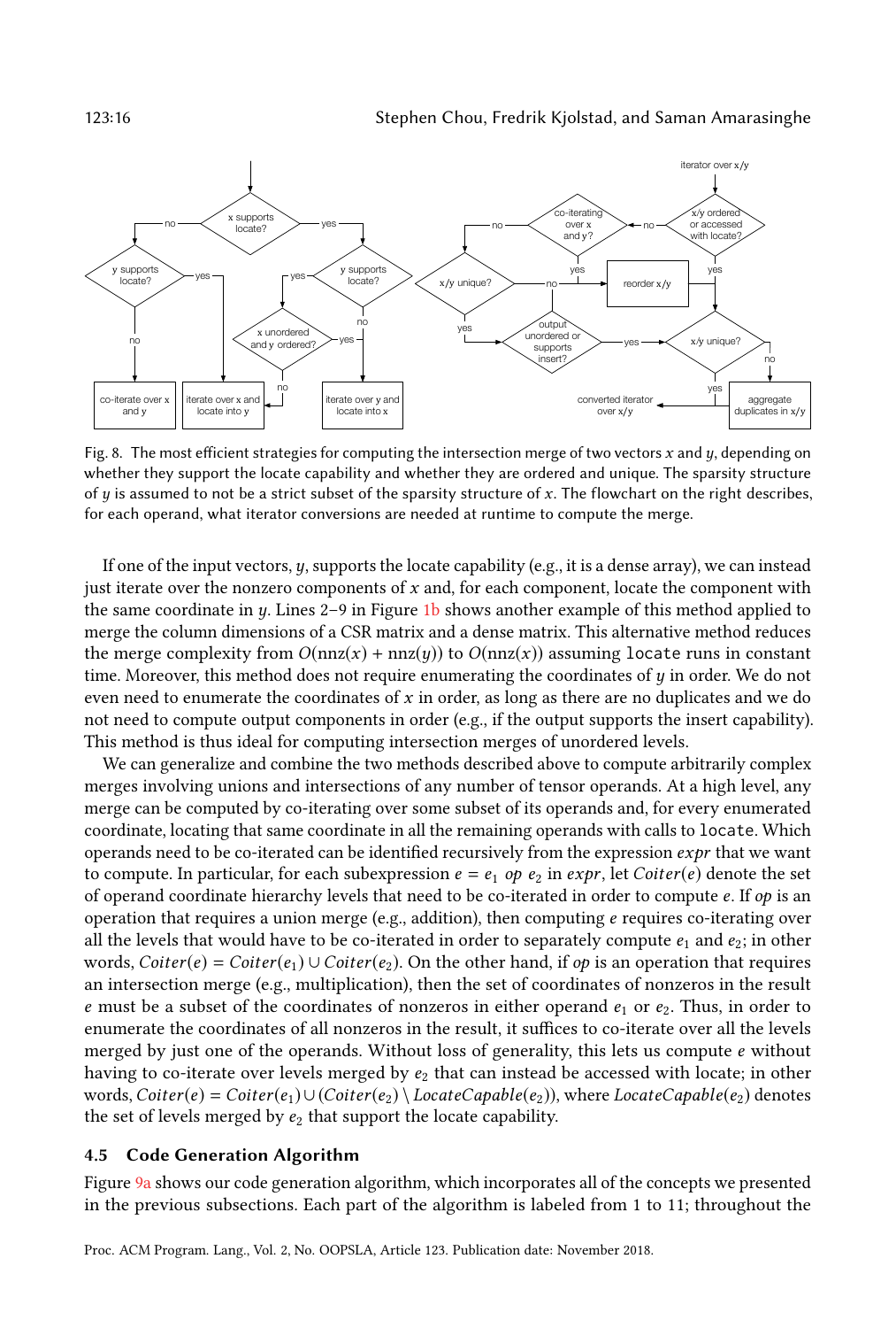x supports locate?

no

yes

y supports locate?

yes

no

co-iterate over x and y

iterate over x and locate into y

y supports locate?

yes

no

x unordered and y ordered?

yes

no

iterate over y and locate into x

iterator over x/y

x/y ordered or accessed with locate?

no

yes

co-iterating over x and y?

no

yes

x/y unique?

no

yes

reorder x/y

output unordered or supports insert?

yes

x/y unique?

no

yes

aggregate duplicates in x/y

converted iterator over x/y

Fig. 8. The most efficient strategies for computing the intersection merge of two vectors $x$ and $y$, depending on whether they support the locate capability and whether they are ordered and unique. The sparsity structure of $y$ is assumed to not be a strict subset of the sparsity structure of $x$. The flowchart on the right describes, for each operand, what iterator conversions are needed at runtime to compute the merge.

If one of the input vectors, $y$, supports the locate capability (e.g., it is a dense array), we can instead just iterate over the nonzero components of $x$ and, for each component, locate the component with the same coordinate in $y$. Lines 2–9 in Figure 1b shows another example of this method applied to merge the column dimensions of a CSR matrix and a dense matrix. This alternative method reduces the merge complexity from $O(\text{nnz}(x) + \text{nnz}(y))$ to $O(\text{nnz}(x))$ assuming `locate` runs in constant time. Moreover, this method does not require enumerating the coordinates of $y$ in order. We do not even need to enumerate the coordinates of $x$ in order, as long as there are no duplicates and we do not need to compute output components in order (e.g., if the output supports the insert capability). This method is thus ideal for computing intersection merges of unordered levels.

We can generalize and combine the two methods described above to compute arbitrarily complex merges involving unions and intersections of any number of tensor operands. At a high level, any merge can be computed by co-iterating over some subset of its operands and, for every enumerated coordinate, locating that same coordinate in all the remaining operands with calls to `locate`. Which operands need to be co-iterated can be identified recursively from the expression *expr* that we want to compute. In particular, for each subexpression $e = e_1 \ op \ e_2$ in *expr*, let $Coiter(e)$ denote the set of operand coordinate hierarchy levels that need to be co-iterated in order to compute $e$. If *op* is an operation that requires a union merge (e.g., addition), then computing $e$ requires co-iterating over all the levels that would have to be co-iterated in order to separately compute $e_1$ and $e_2$; in other words, $Coiter(e) = Coiter(e_1) \cup Coiter(e_2)$. On the other hand, if *op* is an operation that requires an intersection merge (e.g., multiplication), then the set of coordinates of nonzeros in the result $e$ must be a subset of the coordinates of nonzeros in either operand $e_1$ or $e_2$. Thus, in order to enumerate the coordinates of all nonzeros in the result, it suffices to co-iterate over all the levels merged by just one of the operands. Without loss of generality, this lets us compute $e$ without having to co-iterate over levels merged by $e_2$ that can instead be accessed with locate; in other words, $Coiter(e) = Coiter(e_1) \cup (Coiter(e_2) \setminus LocateCapable(e_2))$, where $LocateCapable(e_2)$ denotes the set of levels merged by $e_2$ that support the locate capability.

### 4.5 Code Generation Algorithm

Figure 9a shows our code generation algorithm, which incorporates all of the concepts we presented in the previous subsections. Each part of the algorithm is labeled from 1 to 11; throughout the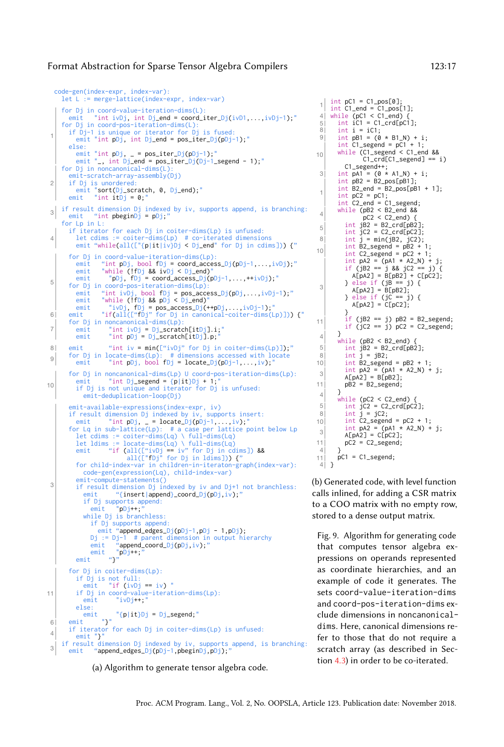```
code-gen(index-expr, index-var):
  let L := merge-lattice(index-expr, index-var)

  | for Dj in coord-value-iteration-dims(L):
  |   emit   "int ivDj, int Dj_end = coord_iter_Dj(ivD1,...,ivDj-1);"
  | for Dj in coord-pos-iteration-dims(L):
  |   if Dj-1 is unique or iterator for Dj is fused:
1 |     emit "int pDj, int Dj_end = pos_iter_Dj(pDj-1);"
  |   else:
  |     emit "int pDj, _ = pos_iter_Dj(pDj-1);"
  |     emit "_, int Dj_end = pos_iter_Dj(Dj-1_segend - 1);"
  | for Dj in noncanonical-dims(L):
  |   emit-scratch-array-assembly(Dj)
2 |   if Dj is unordered:
  |     emit "sort(Dj_scratch, 0, Dj_end);"
  |   emit   "int itDj = 0;"

3 | if result dimension Dj indexed by iv, supports append, is branching:
  |   emit   "int pbeginDj = pDj;"
  | for Lp in L:
  |   if iterator for each Dj in coiter-dims(Lp) is unfused:
4 |     let cdims := coiter-dims(Lp)  # co-iterated dimensions
  |     emit "while(all(["{p|it|iv}Dj < Dj_end" for Dj in cdims])) {"

  |   for Dj in coord-value-iteration-dims(Lp):
  |     emit   "int pDj, bool fDj = coord_access_Dj(pDj-1,...,ivDj);"
  |     emit   "while (!fDj && ivDj < Dj_end)"
  |     emit     "pDj, fDj = coord_access_Dj(pDj-1,...,++ivDj);"
5 |   for Dj in coord-pos-iteration-dims(Lp):
  |     emit   "int ivDj, bool fDj = pos_access_Dj(pDj,...,ivDj-1);"
  |     emit   "while (!fDj && pDj < Dj_end)"
  |     emit     "ivDj, fDj = pos_access_Dj(++pDj,...,ivDj-1);"
6 |   emit     "if(all(["fDj" for Dj in canonical-coiter-dims(Lp)])) {"
  |   for Dj in noncanonical-dims(Lp):
7 |     emit      "int ivDj = Dj_scratch[itDj].i;"
  |     emit      "int pDj = Dj_scratch[itDj].p;"

8 |   emit       "int iv = min(["ivDj" for Dj in coiter-dims(Lp)]);"
9 |   for Dj in locate-dims(Lp):  # dimensions accessed with locate
  |     emit      "int pDj, bool fDj = locate_Dj(pDj-1,...,iv);"

  |   for Dj in noncanonical-dims(Lp) U coord-pos-iteration-dims(Lp):
10|     emit      "int Dj_segend = {p|it}Dj + 1;"
  |     if Dj is not unique and iterator for Dj is unfused:
  |       emit-deduplication-loop(Dj)

  |   emit-available-expressions(index-expr, iv)
  |   if result dimension Dj indexed by iv, supports insert:
  |     emit      "int pDj, _ = locate_Dj(pDj-1,...,iv);"
  |   for Lq in sub-lattice(Lp):  # a case per lattice point below Lp
  |     let cdims := coiter-dims(Lq) \ full-dims(Lq)
  |     let ldims := locate-dims(Lq) \ full-dims(Lq)
  |     emit      "if (all(["ivDj == iv" for Dj in cdims]) &&
  |                     all(["fDj" for Dj in ldims])) {"
  |     for child-index-var in children-in-iteraton-graph(index-var):
  |       code-gen(expression(Lq), child-index-var)
  |     emit-compute-statements()
3 |     if result dimension Dj indexed by iv and Dj+1 not branchless:
  |       emit      "{insert|append}_coord_Dj(pDj,iv);"
  |       if Dj supports append:
  |         emit    "pDj++;"
  |       while Dj is branchless:
  |         if Dj supports append:
  |           emit "append_edges_Dj(pDj-1,pDj - 1,pDj);
  |         Dj := Dj-1  # parent dimension in output hierarchy
  |         emit    "append_coord_Dj(pDj,iv);"
  |         emit    "pDj++;"
  |     emit      "}"

  |   for Dj in coiter-dims(Lp):
  |     if Dj is not full:
  |       emit    "if (ivDj == iv) "
11|     if Dj in coord-value-iteration-dims(Lp):
  |       emit      "ivDj++;"
  |     else:
  |       emit      "{p|it}Dj = Dj_segend;"
6 |   emit      "}"
4 |   if iterator for each Dj in coiter-dims(Lp) is unfused:
  |     emit "}"
3 | if result dimension Dj indexed by iv, supports append, is branching:
  |   emit   "append_edges_Dj(pDj-1,pbeginDj,pDj);"
```

(a) Algorithm to generate tensor algebra code.

```
1 | int pC1 = C1_pos[0];
  | int C1_end = C1_pos[1];
4 | while (pC1 < C1_end) {
5 |   int iC1 = C1_crd[pC1];
8 |   int i = iC1;
9 |   int pB1 = (0 * B1_N) + i;
  |   int C1_segend = pC1 + 1;
10|   while (C1_segend < C1_end &&
  |          C1_crd[C1_segend] == i)
  |     C1_segend++;
3 |   int pA1 = (0 * A1_N) + i;
  |   int pB2 = B2_pos[pB1];
1 |   int B2_end = B2_pos[pB1 + 1];
  |   int pC2 = pC1;
  |   int C2_end = C1_segend;
4 |   while (pB2 < B2_end &&
  |          pC2 < C2_end) {
5 |     int jB2 = B2_crd[pB2];
  |     int jC2 = C2_crd[pC2];
8 |     int j = min(jB2, jC2);
10|     int B2_segend = pB2 + 1;
  |     int C2_segend = pC2 + 1;
  |     int pA2 = (pA1 * A2_N) + j;
  |     if (jB2 == j && jC2 == j) {
  |       A[pA2] = B[pB2] + C[pC2];
3 |     } else if (jB == j) {
  |       A[pA2] = B[pB2];
  |     } else if (jC == j) {
  |       A[pA2] = C[pC2];
  |     }
11|     if (jB2 == j) pB2 = B2_segend;
  |     if (jC2 == j) pC2 = C2_segend;
4 |   }
  |   while (pB2 < B2_end) {
5 |     int jB2 = B2_crd[pB2];
8 |     int j = jB2;
10|     int B2_segend = pB2 + 1;
3 |     int pA2 = (pA1 * A2_N) + j;
  |     A[pA2] = B[pB2];
11|     pB2 = B2_segend;
4 |   }
  |   while (pC2 < C2_end) {
5 |     int jC2 = C2_crd[pC2];
8 |     int j = jC2;
10|     int C2_segend = pC2 + 1;
3 |     int pA2 = (pA1 * A2_N) + j;
  |     A[pA2] = C[pC2];
11|     pC2 = C2_segend;
4 |   }
11|   pC1 = C1_segend;
4 | }
```

(b) Generated code, with level function calls inlined, for adding a CSR matrix to a COO matrix with no empty row, stored to a dense output matrix.

Fig. 9. Algorithm for generating code that computes tensor algebra expressions on operands represented as coordinate hierarchies, and an example of code it generates. The sets coord-value-iteration-dims and coord-pos-iteration-dims exclude dimensions in noncanonical-dims. Here, canonical dimensions refer to those that do not require a scratch array (as described in Section 4.3) in order to be co-iterated.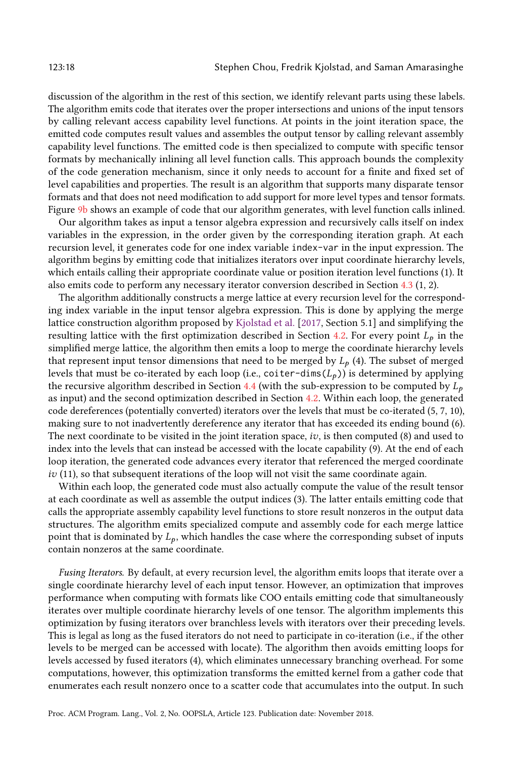discussion of the algorithm in the rest of this section, we identify relevant parts using these labels. The algorithm emits code that iterates over the proper intersections and unions of the input tensors by calling relevant access capability level functions. At points in the joint iteration space, the emitted code computes result values and assembles the output tensor by calling relevant assembly capability level functions. The emitted code is then specialized to compute with specific tensor formats by mechanically inlining all level function calls. This approach bounds the complexity of the code generation mechanism, since it only needs to account for a finite and fixed set of level capabilities and properties. The result is an algorithm that supports many disparate tensor formats and that does not need modification to add support for more level types and tensor formats. Figure 9b shows an example of code that our algorithm generates, with level function calls inlined.

Our algorithm takes as input a tensor algebra expression and recursively calls itself on index variables in the expression, in the order given by the corresponding iteration graph. At each recursion level, it generates code for one index variable `index-var` in the input expression. The algorithm begins by emitting code that initializes iterators over input coordinate hierarchy levels, which entails calling their appropriate coordinate value or position iteration level functions (1). It also emits code to perform any necessary iterator conversion described in Section 4.3 (1, 2).

The algorithm additionally constructs a merge lattice at every recursion level for the corresponding index variable in the input tensor algebra expression. This is done by applying the merge lattice construction algorithm proposed by Kjolstad et al. [2017, Section 5.1] and simplifying the resulting lattice with the first optimization described in Section 4.2. For every point $L_p$ in the simplified merge lattice, the algorithm then emits a loop to merge the coordinate hierarchy levels that represent input tensor dimensions that need to be merged by $L_p$ (4). The subset of merged levels that must be co-iterated by each loop (i.e., `coiter-dims`($L_p$)) is determined by applying the recursive algorithm described in Section 4.4 (with the sub-expression to be computed by $L_p$ as input) and the second optimization described in Section 4.2. Within each loop, the generated code dereferences (potentially converted) iterators over the levels that must be co-iterated (5, 7, 10), making sure to not inadvertently dereference any iterator that has exceeded its ending bound (6). The next coordinate to be visited in the joint iteration space, $iv$, is then computed (8) and used to index into the levels that can instead be accessed with the locate capability (9). At the end of each loop iteration, the generated code advances every iterator that referenced the merged coordinate $iv$ (11), so that subsequent iterations of the loop will not visit the same coordinate again.

Within each loop, the generated code must also actually compute the value of the result tensor at each coordinate as well as assemble the output indices (3). The latter entails emitting code that calls the appropriate assembly capability level functions to store result nonzeros in the output data structures. The algorithm emits specialized compute and assembly code for each merge lattice point that is dominated by $L_p$, which handles the case where the corresponding subset of inputs contain nonzeros at the same coordinate.

*Fusing Iterators.* By default, at every recursion level, the algorithm emits loops that iterate over a single coordinate hierarchy level of each input tensor. However, an optimization that improves performance when computing with formats like COO entails emitting code that simultaneously iterates over multiple coordinate hierarchy levels of one tensor. The algorithm implements this optimization by fusing iterators over branchless levels with iterators over their preceding levels. This is legal as long as the fused iterators do not need to participate in co-iteration (i.e., if the other levels to be merged can be accessed with locate). The algorithm then avoids emitting loops for levels accessed by fused iterators (4), which eliminates unnecessary branching overhead. For some computations, however, this optimization transforms the emitted kernel from a gather code that enumerates each result nonzero once to a scatter code that accumulates into the output. In such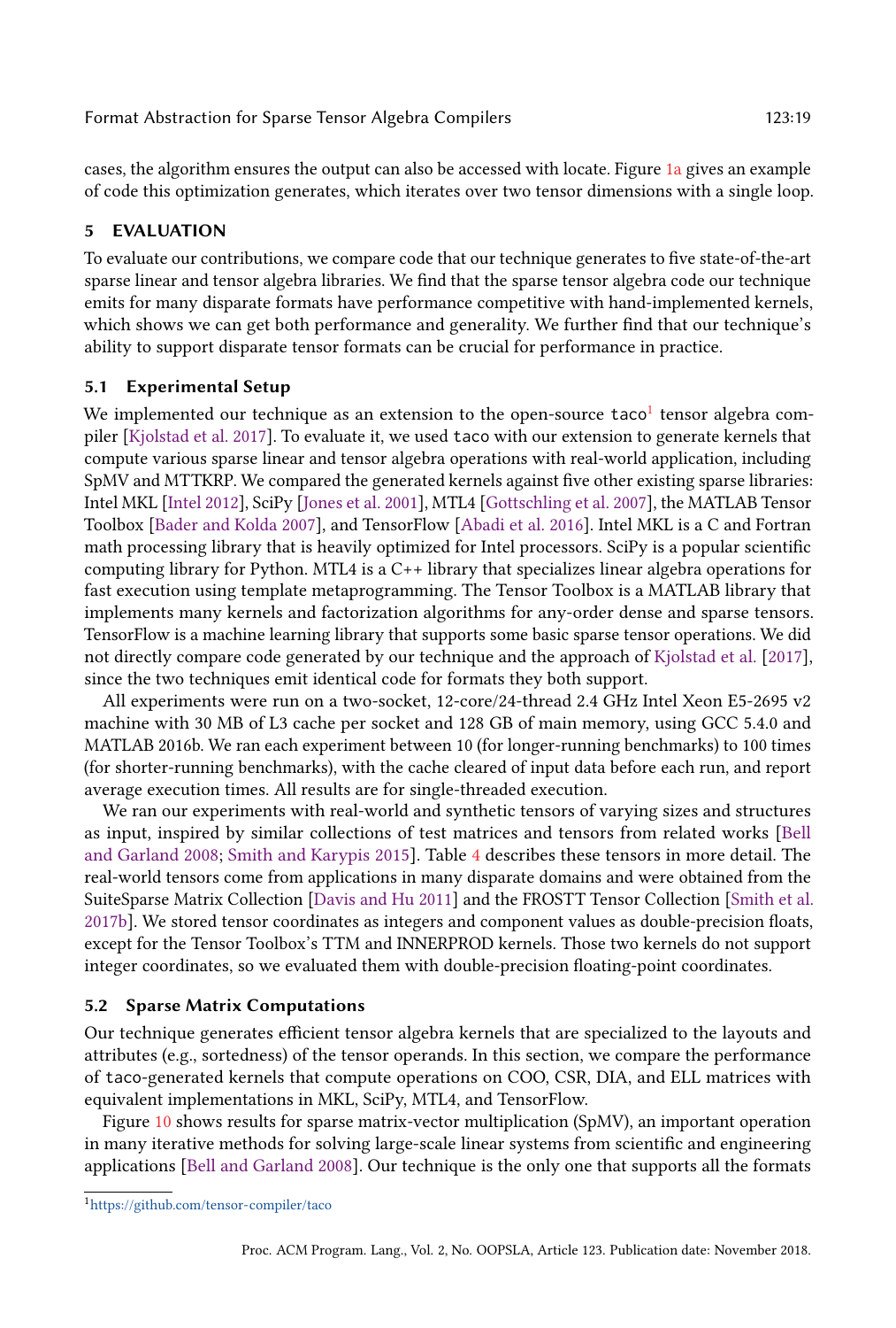cases, the algorithm ensures the output can also be accessed with locate. Figure 1a gives an example of code this optimization generates, which iterates over two tensor dimensions with a single loop.

## 5 EVALUATION

To evaluate our contributions, we compare code that our technique generates to five state-of-the-art sparse linear and tensor algebra libraries. We find that the sparse tensor algebra code our technique emits for many disparate formats have performance competitive with hand-implemented kernels, which shows we can get both performance and generality. We further find that our technique's ability to support disparate tensor formats can be crucial for performance in practice.

### 5.1 Experimental Setup

We implemented our technique as an extension to the open-source `taco`[1] tensor algebra compiler [Kjolstad et al. 2017]. To evaluate it, we used `taco` with our extension to generate kernels that compute various sparse linear and tensor algebra operations with real-world application, including SpMV and MTTKRP. We compared the generated kernels against five other existing sparse libraries: Intel MKL [Intel 2012], SciPy [Jones et al. 2001], MTL4 [Gottschling et al. 2007], the MATLAB Tensor Toolbox [Bader and Kolda 2007], and TensorFlow [Abadi et al. 2016]. Intel MKL is a C and Fortran math processing library that is heavily optimized for Intel processors. SciPy is a popular scientific computing library for Python. MTL4 is a C++ library that specializes linear algebra operations for fast execution using template metaprogramming. The Tensor Toolbox is a MATLAB library that implements many kernels and factorization algorithms for any-order dense and sparse tensors. TensorFlow is a machine learning library that supports some basic sparse tensor operations. We did not directly compare code generated by our technique and the approach of Kjolstad et al. [2017], since the two techniques emit identical code for formats they both support.

All experiments were run on a two-socket, 12-core/24-thread 2.4 GHz Intel Xeon E5-2695 v2 machine with 30 MB of L3 cache per socket and 128 GB of main memory, using GCC 5.4.0 and MATLAB 2016b. We ran each experiment between 10 (for longer-running benchmarks) to 100 times (for shorter-running benchmarks), with the cache cleared of input data before each run, and report average execution times. All results are for single-threaded execution.

We ran our experiments with real-world and synthetic tensors of varying sizes and structures as input, inspired by similar collections of test matrices and tensors from related works [Bell and Garland 2008; Smith and Karypis 2015]. Table 4 describes these tensors in more detail. The real-world tensors come from applications in many disparate domains and were obtained from the SuiteSparse Matrix Collection [Davis and Hu 2011] and the FROSTT Tensor Collection [Smith et al. 2017b]. We stored tensor coordinates as integers and component values as double-precision floats, except for the Tensor Toolbox's TTM and INNERPROD kernels. Those two kernels do not support integer coordinates, so we evaluated them with double-precision floating-point coordinates.

### 5.2 Sparse Matrix Computations

Our technique generates efficient tensor algebra kernels that are specialized to the layouts and attributes (e.g., sortedness) of the tensor operands. In this section, we compare the performance of `taco`-generated kernels that compute operations on COO, CSR, DIA, and ELL matrices with equivalent implementations in MKL, SciPy, MTL4, and TensorFlow.

Figure 10 shows results for sparse matrix-vector multiplication (SpMV), an important operation in many iterative methods for solving large-scale linear systems from scientific and engineering applications [Bell and Garland 2008]. Our technique is the only one that supports all the formats

[1] https://github.com/tensor-compiler/taco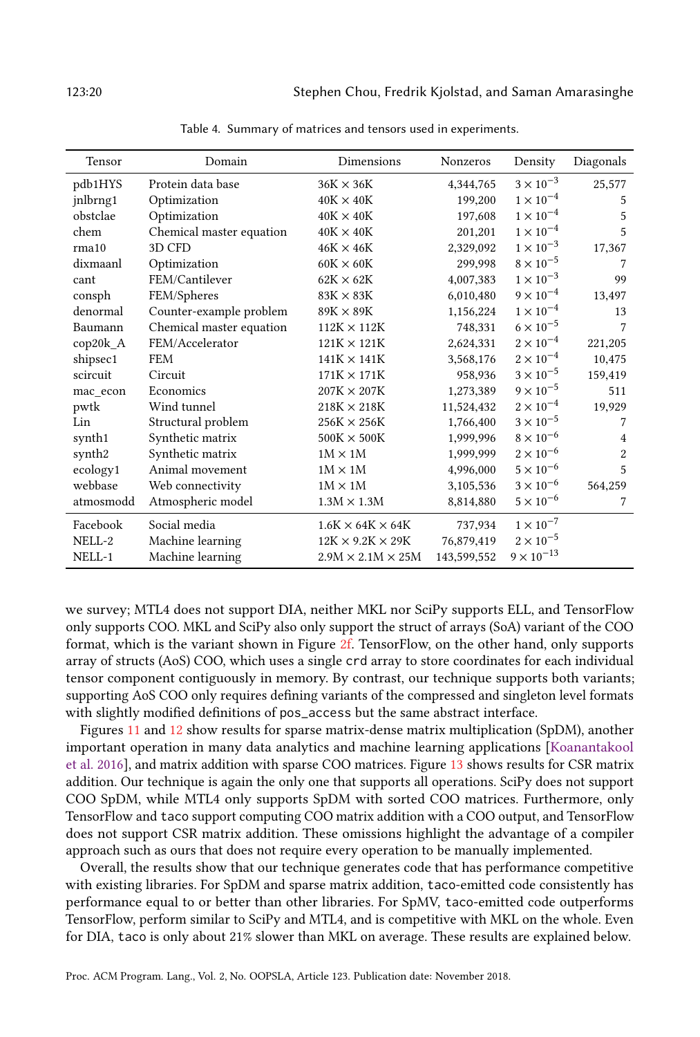Table 4. Summary of matrices and tensors used in experiments.

| Tensor | Domain | Dimensions | Nonzeros | Density | Diagonals |
|---|---|---|---|---|---|
| pdb1HYS | Protein data base | $36K \times 36K$ | 4,344,765 | $3 \times 10^{-3}$ | 25,577 |
| jnlbrng1 | Optimization | $40K \times 40K$ | 199,200 | $1 \times 10^{-4}$ | 5 |
| obstclae | Optimization | $40K \times 40K$ | 197,608 | $1 \times 10^{-4}$ | 5 |
| chem | Chemical master equation | $40K \times 40K$ | 201,201 | $1 \times 10^{-4}$ | 5 |
| rma10 | 3D CFD | $46K \times 46K$ | 2,329,092 | $1 \times 10^{-3}$ | 17,367 |
| dixmaanl | Optimization | $60K \times 60K$ | 299,998 | $8 \times 10^{-5}$ | 7 |
| cant | FEM/Cantilever | $62K \times 62K$ | 4,007,383 | $1 \times 10^{-3}$ | 99 |
| consph | FEM/Spheres | $83K \times 83K$ | 6,010,480 | $9 \times 10^{-4}$ | 13,497 |
| denormal | Counter-example problem | $89K \times 89K$ | 1,156,224 | $1 \times 10^{-4}$ | 13 |
| Baumann | Chemical master equation | $112K \times 112K$ | 748,331 | $6 \times 10^{-5}$ | 7 |
| cop20k_A | FEM/Accelerator | $121K \times 121K$ | 2,624,331 | $2 \times 10^{-4}$ | 221,205 |
| shipsec1 | FEM | $141K \times 141K$ | 3,568,176 | $2 \times 10^{-4}$ | 10,475 |
| scircuit | Circuit | $171K \times 171K$ | 958,936 | $3 \times 10^{-5}$ | 159,419 |
| mac_econ | Economics | $207K \times 207K$ | 1,273,389 | $9 \times 10^{-5}$ | 511 |
| pwtk | Wind tunnel | $218K \times 218K$ | 11,524,432 | $2 \times 10^{-4}$ | 19,929 |
| Lin | Structural problem | $256K \times 256K$ | 1,766,400 | $3 \times 10^{-5}$ | 7 |
| synth1 | Synthetic matrix | $500K \times 500K$ | 1,999,996 | $8 \times 10^{-6}$ | 4 |
| synth2 | Synthetic matrix | $1M \times 1M$ | 1,999,999 | $2 \times 10^{-6}$ | 2 |
| ecology1 | Animal movement | $1M \times 1M$ | 4,996,000 | $5 \times 10^{-6}$ | 5 |
| webbase | Web connectivity | $1M \times 1M$ | 3,105,536 | $3 \times 10^{-6}$ | 564,259 |
| atmosmodd | Atmospheric model | $1.3M \times 1.3M$ | 8,814,880 | $5 \times 10^{-6}$ | 7 |
| Facebook | Social media | $1.6K \times 64K \times 64K$ | 737,934 | $1 \times 10^{-7}$ | |
| NELL-2 | Machine learning | $12K \times 9.2K \times 29K$ | 76,879,419 | $2 \times 10^{-5}$ | |
| NELL-1 | Machine learning | $2.9M \times 2.1M \times 25M$ | 143,599,552 | $9 \times 10^{-13}$ | |

we survey; MTL4 does not support DIA, neither MKL nor SciPy supports ELL, and TensorFlow only supports COO. MKL and SciPy also only support the struct of arrays (SoA) variant of the COO format, which is the variant shown in Figure 2f. TensorFlow, on the other hand, only supports array of structs (AoS) COO, which uses a single `crd` array to store coordinates for each individual tensor component contiguously in memory. By contrast, our technique supports both variants; supporting AoS COO only requires defining variants of the compressed and singleton level formats with slightly modified definitions of `pos_access` but the same abstract interface.

Figures 11 and 12 show results for sparse matrix-dense matrix multiplication (SpDM), another important operation in many data analytics and machine learning applications [Koanantakool et al. 2016], and matrix addition with sparse COO matrices. Figure 13 shows results for CSR matrix addition. Our technique is again the only one that supports all operations. SciPy does not support COO SpDM, while MTL4 only supports SpDM with sorted COO matrices. Furthermore, only TensorFlow and `taco` support computing COO matrix addition with a COO output, and TensorFlow does not support CSR matrix addition. These omissions highlight the advantage of a compiler approach such as ours that does not require every operation to be manually implemented.

Overall, the results show that our technique generates code that has performance competitive with existing libraries. For SpDM and sparse matrix addition, `taco`-emitted code consistently has performance equal to or better than other libraries. For SpMV, `taco`-emitted code outperforms TensorFlow, perform similar to SciPy and MTL4, and is competitive with MKL on the whole. Even for DIA, `taco` is only about 21% slower than MKL on average. These results are explained below.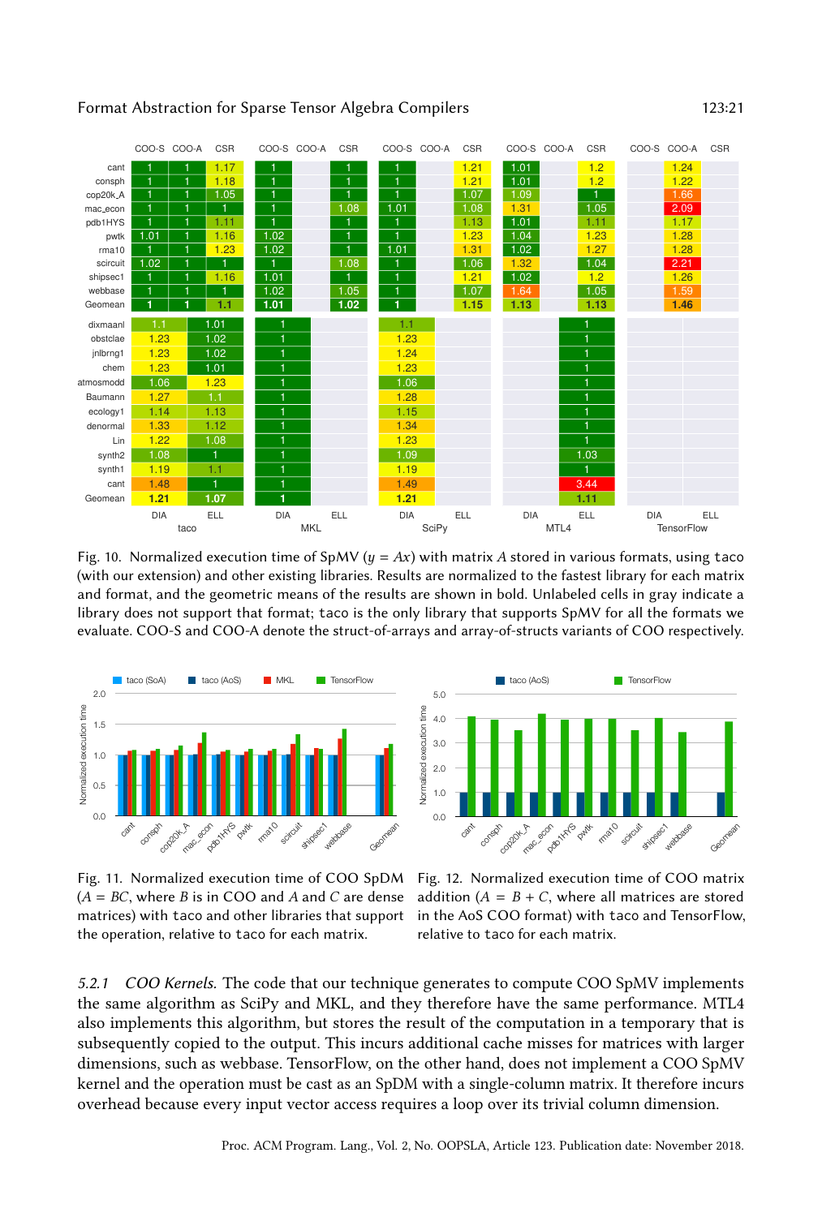| | taco COO-S | taco COO-A | taco CSR | MKL COO-S | MKL COO-A | MKL CSR | SciPy COO-S | SciPy COO-A | SciPy CSR | MTL4 COO-S | MTL4 COO-A | MTL4 CSR | TensorFlow COO-S | TensorFlow COO-A | TensorFlow CSR |
|---|---|---|---|---|---|---|---|---|---|---|---|---|---|---|---|
| cant | 1 | 1 | 1.17 | 1 | | 1 | 1 | | 1.21 | 1.01 | | 1.2 | | 1.24 | |
| consph | 1 | 1 | 1.18 | 1 | | 1 | 1 | | 1.21 | 1.01 | | 1.2 | | 1.22 | |
| cop20k_A | 1 | 1 | 1.05 | 1 | | 1 | 1 | | 1.07 | 1.09 | | 1 | | 1.66 | |
| mac_econ | 1 | 1 | 1 | 1 | | 1.08 | 1.01 | | 1.08 | 1.31 | | 1.05 | | 2.09 | |
| pdb1HYS | 1 | 1 | 1.11 | 1 | | 1 | 1 | | 1.13 | 1.01 | | 1.11 | | 1.17 | |
| pwtk | 1.01 | 1 | 1.16 | 1.02 | | 1 | 1 | | 1.23 | 1.04 | | 1.23 | | 1.28 | |
| rma10 | 1 | 1 | 1.23 | 1.02 | | 1 | 1.01 | | 1.31 | 1.02 | | 1.27 | | 1.28 | |
| scircuit | 1.02 | 1 | 1 | 1 | | 1.08 | 1 | | 1.06 | 1.32 | | 1.04 | | 2.21 | |
| shipsec1 | 1 | 1 | 1.16 | 1.01 | | 1 | 1 | | 1.21 | 1.02 | | 1.2 | | 1.26 | |
| webbase | 1 | 1 | 1 | 1.02 | | 1.05 | 1 | | 1.07 | 1.64 | | 1.05 | | 1.59 | |
| **Geomean** | **1** | **1** | **1.1** | **1.01** | | **1.02** | **1** | | **1.15** | **1.13** | | **1.13** | | **1.46** | |

| | taco DIA | taco ELL | MKL DIA | MKL ELL | SciPy DIA | SciPy ELL | MTL4 DIA | MTL4 ELL | TensorFlow DIA | TensorFlow ELL |
|---|---|---|---|---|---|---|---|---|---|---|
| dixmaanl | 1.1 | 1.01 | 1 | | 1.1 | | | 1 | | |
| obstclae | 1.23 | 1.02 | 1 | | 1.23 | | | 1 | | |
| jnlbrng1 | 1.23 | 1.02 | 1 | | 1.24 | | | 1 | | |
| chem | 1.23 | 1.01 | 1 | | 1.23 | | | 1 | | |
| atmosmodd | 1.06 | 1.23 | 1 | | 1.06 | | | 1 | | |
| Baumann | 1.27 | 1.1 | 1 | | 1.28 | | | 1 | | |
| ecology1 | 1.14 | 1.13 | 1 | | 1.15 | | | 1 | | |
| denormal | 1.33 | 1.12 | 1 | | 1.34 | | | 1 | | |
| Lin | 1.22 | 1.08 | 1 | | 1.23 | | | 1 | | |
| synth2 | 1.08 | 1 | 1 | | 1.09 | | | 1.03 | | |
| synth1 | 1.19 | 1.1 | 1 | | 1.19 | | | 1 | | |
| cant | 1.48 | 1 | 1 | | 1.49 | | | 3.44 | | |
| **Geomean** | **1.21** | **1.07** | **1** | | **1.21** | | | **1.11** | | |

Fig. 10. Normalized execution time of SpMV ($y = Ax$) with matrix $A$ stored in various formats, using taco (with our extension) and other existing libraries. Results are normalized to the fastest library for each matrix and format, and the geometric means of the results are shown in bold. Unlabeled cells in gray indicate a library does not support that format; taco is the only library that supports SpMV for all the formats we evaluate. COO-S and COO-A denote the struct-of-arrays and array-of-structs variants of COO respectively.

Fig. 11. Normalized execution time of COO SpDM ($A = BC$, where $B$ is in COO and $A$ and $C$ are dense matrices) with taco and other libraries that support the operation, relative to taco for each matrix.

Fig. 12. Normalized execution time of COO matrix addition ($A = B + C$, where all matrices are stored in the AoS COO format) with taco and TensorFlow, relative to taco for each matrix.

*5.2.1 COO Kernels.* The code that our technique generates to compute COO SpMV implements the same algorithm as SciPy and MKL, and they therefore have the same performance. MTL4 also implements this algorithm, but stores the result of the computation in a temporary that is subsequently copied to the output. This incurs additional cache misses for matrices with larger dimensions, such as webbase. TensorFlow, on the other hand, does not implement a COO SpMV kernel and the operation must be cast as an SpDM with a single-column matrix. It therefore incurs overhead because every input vector access requires a loop over its trivial column dimension.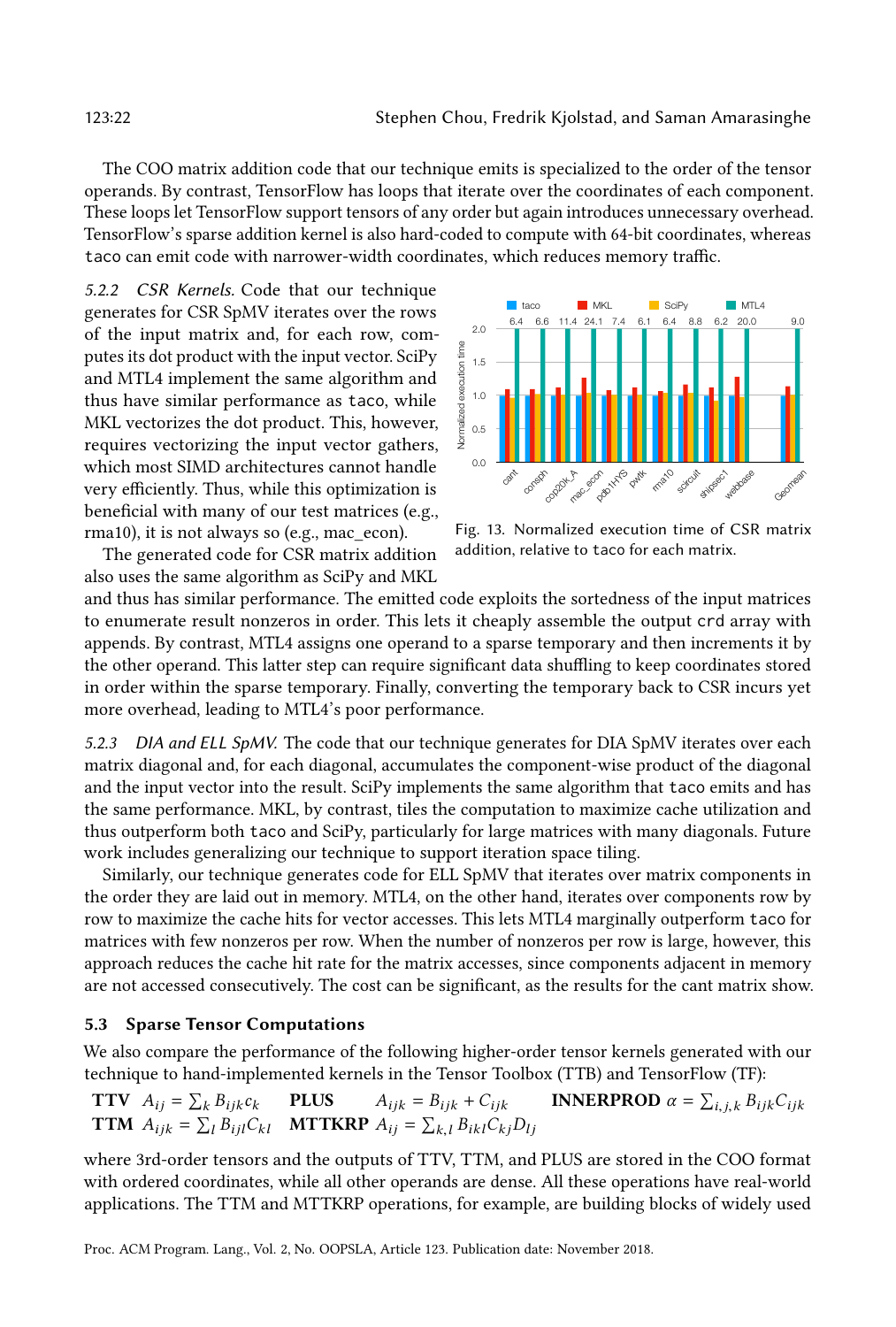The COO matrix addition code that our technique emits is specialized to the order of the tensor operands. By contrast, TensorFlow has loops that iterate over the coordinates of each component. These loops let TensorFlow support tensors of any order but again introduces unnecessary overhead. TensorFlow's sparse addition kernel is also hard-coded to compute with 64-bit coordinates, whereas taco can emit code with narrower-width coordinates, which reduces memory traffic.

*5.2.2 CSR Kernels.* Code that our technique generates for CSR SpMV iterates over the rows of the input matrix and, for each row, computes its dot product with the input vector. SciPy and MTL4 implement the same algorithm and thus have similar performance as taco, while MKL vectorizes the dot product. This, however, requires vectorizing the input vector gathers, which most SIMD architectures cannot handle very efficiently. Thus, while this optimization is beneficial with many of our test matrices (e.g., rma10), it is not always so (e.g., mac_econ).

Fig. 13. Normalized execution time of CSR matrix addition, relative to taco for each matrix.

The generated code for CSR matrix addition also uses the same algorithm as SciPy and MKL and thus has similar performance. The emitted code exploits the sortedness of the input matrices to enumerate result nonzeros in order. This lets it cheaply assemble the output crd array with appends. By contrast, MTL4 assigns one operand to a sparse temporary and then increments it by the other operand. This latter step can require significant data shuffling to keep coordinates stored in order within the sparse temporary. Finally, converting the temporary back to CSR incurs yet more overhead, leading to MTL4's poor performance.

*5.2.3 DIA and ELL SpMV.* The code that our technique generates for DIA SpMV iterates over each matrix diagonal and, for each diagonal, accumulates the component-wise product of the diagonal and the input vector into the result. SciPy implements the same algorithm that taco emits and has the same performance. MKL, by contrast, tiles the computation to maximize cache utilization and thus outperform both taco and SciPy, particularly for large matrices with many diagonals. Future work includes generalizing our technique to support iteration space tiling.

Similarly, our technique generates code for ELL SpMV that iterates over matrix components in the order they are laid out in memory. MTL4, on the other hand, iterates over components row by row to maximize the cache hits for vector accesses. This lets MTL4 marginally outperform taco for matrices with few nonzeros per row. When the number of nonzeros per row is large, however, this approach reduces the cache hit rate for the matrix accesses, since components adjacent in memory are not accessed consecutively. The cost can be significant, as the results for the cant matrix show.

### 5.3 Sparse Tensor Computations

We also compare the performance of the following higher-order tensor kernels generated with our technique to hand-implemented kernels in the Tensor Toolbox (TTB) and TensorFlow (TF):

**TTV** $A_{ij} = \sum_k B_{ijk} c_k$ **PLUS** $A_{ijk} = B_{ijk} + C_{ijk}$ **INNERPROD** $\alpha = \sum_{i,j,k} B_{ijk} C_{ijk}$

**TTM** $A_{ijk} = \sum_l B_{ijl} C_{kl}$ **MTTKRP** $A_{ij} = \sum_{k,l} B_{ikl} C_{kj} D_{lj}$

where 3rd-order tensors and the outputs of TTV, TTM, and PLUS are stored in the COO format with ordered coordinates, while all other operands are dense. All these operations have real-world applications. The TTM and MTTKRP operations, for example, are building blocks of widely used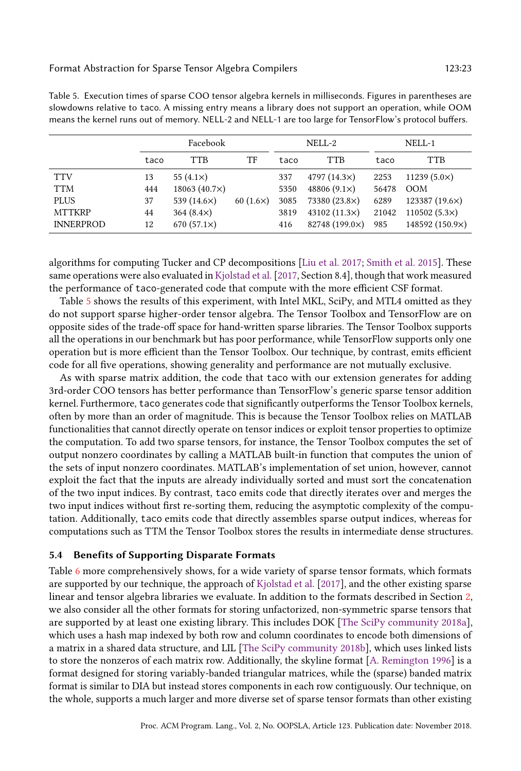Table 5. Execution times of sparse COO tensor algebra kernels in milliseconds. Figures in parentheses are slowdowns relative to taco. A missing entry means a library does not support an operation, while OOM means the kernel runs out of memory. NELL-2 and NELL-1 are too large for TensorFlow's protocol buffers.

| | Facebook | | | NELL-2 | | NELL-1 | |
|---|---|---|---|---|---|---|---|
| | taco | TTB | TF | taco | TTB | taco | TTB |
| TTV | 13 | 55 (4.1×) | | 337 | 4797 (14.3×) | 2253 | 11239 (5.0×) |
| TTM | 444 | 18063 (40.7×) | | 5350 | 48806 (9.1×) | 56478 | OOM |
| PLUS | 37 | 539 (14.6×) | 60 (1.6×) | 3085 | 73380 (23.8×) | 6289 | 123387 (19.6×) |
| MTTKRP | 44 | 364 (8.4×) | | 3819 | 43102 (11.3×) | 21042 | 110502 (5.3×) |
| INNERPROD | 12 | 670 (57.1×) | | 416 | 82748 (199.0×) | 985 | 148592 (150.9×) |

algorithms for computing Tucker and CP decompositions [Liu et al. 2017; Smith et al. 2015]. These same operations were also evaluated in Kjolstad et al. [2017, Section 8.4], though that work measured the performance of taco-generated code that compute with the more efficient CSF format.

Table 5 shows the results of this experiment, with Intel MKL, SciPy, and MTL4 omitted as they do not support sparse higher-order tensor algebra. The Tensor Toolbox and TensorFlow are on opposite sides of the trade-off space for hand-written sparse libraries. The Tensor Toolbox supports all the operations in our benchmark but has poor performance, while TensorFlow supports only one operation but is more efficient than the Tensor Toolbox. Our technique, by contrast, emits efficient code for all five operations, showing generality and performance are not mutually exclusive.

As with sparse matrix addition, the code that taco with our extension generates for adding 3rd-order COO tensors has better performance than TensorFlow's generic sparse tensor addition kernel. Furthermore, taco generates code that significantly outperforms the Tensor Toolbox kernels, often by more than an order of magnitude. This is because the Tensor Toolbox relies on MATLAB functionalities that cannot directly operate on tensor indices or exploit tensor properties to optimize the computation. To add two sparse tensors, for instance, the Tensor Toolbox computes the set of output nonzero coordinates by calling a MATLAB built-in function that computes the union of the sets of input nonzero coordinates. MATLAB's implementation of set union, however, cannot exploit the fact that the inputs are already individually sorted and must sort the concatenation of the two input indices. By contrast, taco emits code that directly iterates over and merges the two input indices without first re-sorting them, reducing the asymptotic complexity of the computation. Additionally, taco emits code that directly assembles sparse output indices, whereas for computations such as TTM the Tensor Toolbox stores the results in intermediate dense structures.

### 5.4 Benefits of Supporting Disparate Formats

Table 6 more comprehensively shows, for a wide variety of sparse tensor formats, which formats are supported by our technique, the approach of Kjolstad et al. [2017], and the other existing sparse linear and tensor algebra libraries we evaluate. In addition to the formats described in Section 2, we also consider all the other formats for storing unfactorized, non-symmetric sparse tensors that are supported by at least one existing library. This includes DOK [The SciPy community 2018a], which uses a hash map indexed by both row and column coordinates to encode both dimensions of a matrix in a shared data structure, and LIL [The SciPy community 2018b], which uses linked lists to store the nonzeros of each matrix row. Additionally, the skyline format [A. Remington 1996] is a format designed for storing variably-banded triangular matrices, while the (sparse) banded matrix format is similar to DIA but instead stores components in each row contiguously. Our technique, on the whole, supports a much larger and more diverse set of sparse tensor formats than other existing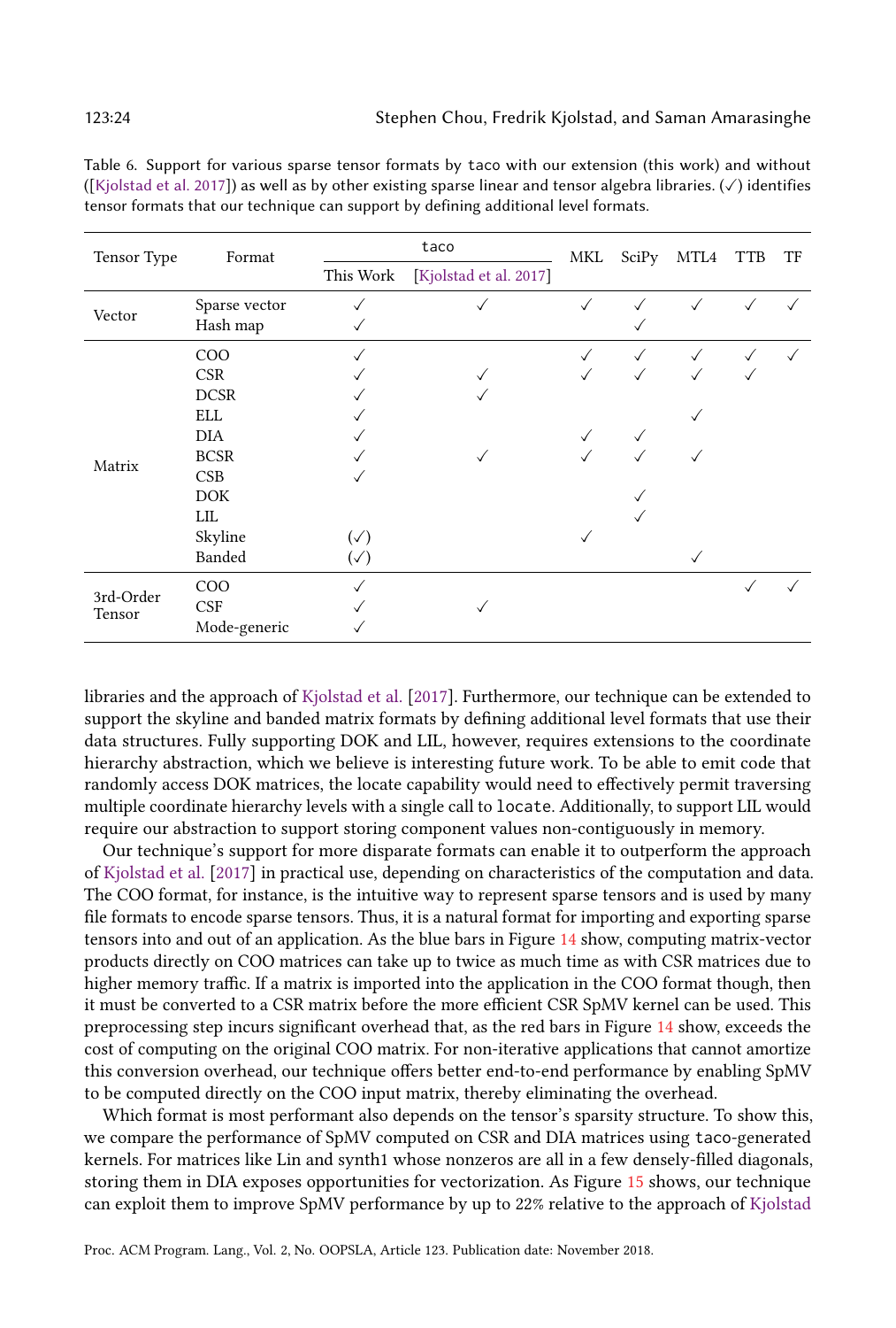Table 6. Support for various sparse tensor formats by taco with our extension (this work) and without ([Kjolstad et al. 2017]) as well as by other existing sparse linear and tensor algebra libraries. (✓) identifies tensor formats that our technique can support by defining additional level formats.

| Tensor Type | Format | taco | | MKL | SciPy | MTL4 | TTB | TF |
|---|---|---|---|---|---|---|---|---|
| | | This Work | [Kjolstad et al. 2017] | | | | | |
| Vector | Sparse vector | ✓ | ✓ | ✓ | ✓ | ✓ | ✓ | ✓ |
| | Hash map | ✓ | | | ✓ | | | |
| Matrix | COO | ✓ | | ✓ | ✓ | ✓ | ✓ | ✓ |
| | CSR | ✓ | ✓ | ✓ | ✓ | ✓ | ✓ | |
| | DCSR | ✓ | ✓ | | | | | |
| | ELL | ✓ | | | | ✓ | | |
| | DIA | ✓ | | ✓ | ✓ | | | |
| | BCSR | ✓ | ✓ | ✓ | ✓ | ✓ | | |
| | CSB | ✓ | | | | | | |
| | DOK | | | | ✓ | | | |
| | LIL | | | | ✓ | | | |
| | Skyline | (✓) | | ✓ | | | | |
| | Banded | (✓) | | | | ✓ | | |
| 3rd-Order Tensor | COO | ✓ | | | | | ✓ | ✓ |
| | CSF | ✓ | ✓ | | | | | |
| | Mode-generic | ✓ | | | | | | |

libraries and the approach of Kjolstad et al. [2017]. Furthermore, our technique can be extended to support the skyline and banded matrix formats by defining additional level formats that use their data structures. Fully supporting DOK and LIL, however, requires extensions to the coordinate hierarchy abstraction, which we believe is interesting future work. To be able to emit code that randomly access DOK matrices, the locate capability would need to effectively permit traversing multiple coordinate hierarchy levels with a single call to `locate`. Additionally, to support LIL would require our abstraction to support storing component values non-contiguously in memory.

Our technique's support for more disparate formats can enable it to outperform the approach of Kjolstad et al. [2017] in practical use, depending on characteristics of the computation and data. The COO format, for instance, is the intuitive way to represent sparse tensors and is used by many file formats to encode sparse tensors. Thus, it is a natural format for importing and exporting sparse tensors into and out of an application. As the blue bars in Figure 14 show, computing matrix-vector products directly on COO matrices can take up to twice as much time as with CSR matrices due to higher memory traffic. If a matrix is imported into the application in the COO format though, then it must be converted to a CSR matrix before the more efficient CSR SpMV kernel can be used. This preprocessing step incurs significant overhead that, as the red bars in Figure 14 show, exceeds the cost of computing on the original COO matrix. For non-iterative applications that cannot amortize this conversion overhead, our technique offers better end-to-end performance by enabling SpMV to be computed directly on the COO input matrix, thereby eliminating the overhead.

Which format is most performant also depends on the tensor's sparsity structure. To show this, we compare the performance of SpMV computed on CSR and DIA matrices using taco-generated kernels. For matrices like Lin and synth1 whose nonzeros are all in a few densely-filled diagonals, storing them in DIA exposes opportunities for vectorization. As Figure 15 shows, our technique can exploit them to improve SpMV performance by up to 22% relative to the approach of Kjolstad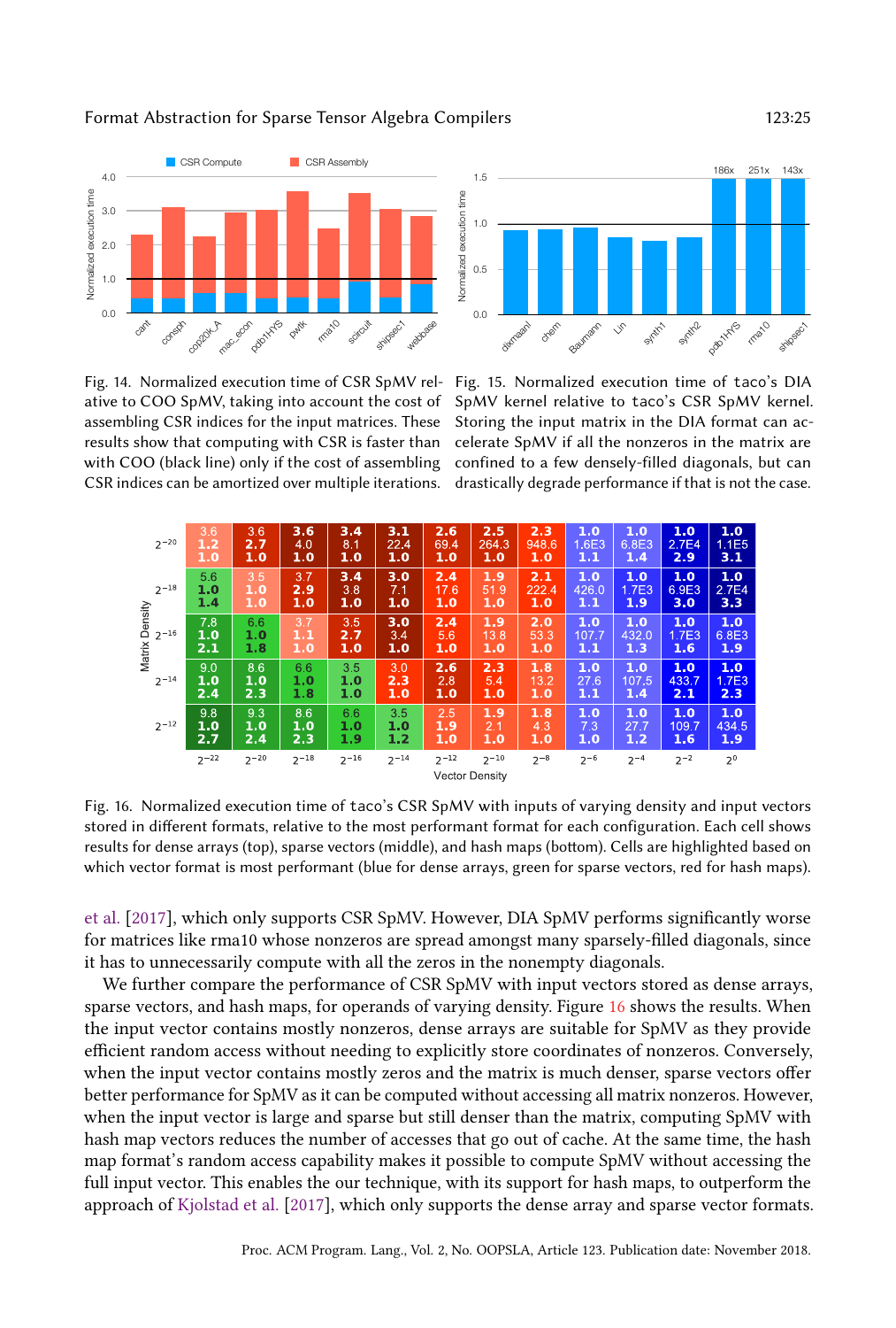Fig. 14. Normalized execution time of CSR SpMV relative to COO SpMV, taking into account the cost of assembling CSR indices for the input matrices. These results show that computing with CSR is faster than with COO (black line) only if the cost of assembling CSR indices can be amortized over multiple iterations.

Fig. 15. Normalized execution time of taco's DIA SpMV kernel relative to taco's CSR SpMV kernel. Storing the input matrix in the DIA format can accelerate SpMV if all the nonzeros in the matrix are confined to a few densely-filled diagonals, but can drastically degrade performance if that is not the case.

| Matrix Density \ Vector Density | $2^{-22}$ | $2^{-20}$ | $2^{-18}$ | $2^{-16}$ | $2^{-14}$ | $2^{-12}$ | $2^{-10}$ | $2^{-8}$ | $2^{-6}$ | $2^{-4}$ | $2^{-2}$ | $2^{0}$ |
|---|---|---|---|---|---|---|---|---|---|---|---|---|
| $2^{-20}$ | 3.6 / 1.2 / 1.0 | 3.6 / 2.7 / 1.0 | 3.6 / 4.0 / 1.0 | 3.4 / 8.1 / 1.0 | 3.1 / 22.4 / 1.0 | 2.6 / 69.4 / 1.0 | 2.5 / 264.3 / 1.0 | 2.3 / 948.6 / 1.0 | 1.0 / 1.6E3 / 1.1 | 1.0 / 6.8E3 / 1.4 | 1.0 / 2.7E4 / 2.9 | 1.0 / 1.1E5 / 3.1 |
| $2^{-18}$ | 5.6 / 1.0 / 1.4 | 3.5 / 1.0 / 1.0 | 3.7 / 2.9 / 1.0 | 3.4 / 3.8 / 1.0 | 3.0 / 7.1 / 1.0 | 2.4 / 17.6 / 1.0 | 1.9 / 51.9 / 1.0 | 2.1 / 222.4 / 1.0 | 1.0 / 426.0 / 1.1 | 1.0 / 1.7E3 / 1.9 | 1.0 / 6.9E3 / 3.0 | 1.0 / 2.7E4 / 3.3 |
| $2^{-16}$ | 7.8 / 1.0 / 2.1 | 6.6 / 1.0 / 1.8 | 3.7 / 1.1 / 1.0 | 3.5 / 2.7 / 1.0 | 3.0 / 3.4 / 1.0 | 2.4 / 5.6 / 1.0 | 1.9 / 13.8 / 1.0 | 2.0 / 53.3 / 1.0 | 1.0 / 107.7 / 1.1 | 1.0 / 432.0 / 1.3 | 1.0 / 1.7E3 / 1.6 | 1.0 / 6.8E3 / 1.9 |
| $2^{-14}$ | 9.0 / 1.0 / 2.4 | 8.6 / 1.0 / 2.3 | 6.6 / 1.0 / 1.8 | 3.5 / 1.0 / 1.0 | 3.0 / 2.3 / 1.0 | 2.6 / 2.8 / 1.0 | 2.3 / 5.4 / 1.0 | 1.8 / 13.2 / 1.0 | 1.0 / 27.6 / 1.1 | 1.0 / 107.5 / 1.4 | 1.0 / 433.7 / 2.1 | 1.0 / 1.7E3 / 2.3 |
| $2^{-12}$ | 9.8 / 1.0 / 2.7 | 9.3 / 1.0 / 2.4 | 8.6 / 1.0 / 2.3 | 6.6 / 1.0 / 1.9 | 3.5 / 1.0 / 1.2 | 2.5 / 1.9 / 1.0 | 1.9 / 2.1 / 1.0 | 1.8 / 4.3 / 1.0 | 1.0 / 7.3 / 1.0 | 1.0 / 27.7 / 1.2 | 1.0 / 109.7 / 1.6 | 1.0 / 434.5 / 1.9 |

Fig. 16. Normalized execution time of taco's CSR SpMV with inputs of varying density and input vectors stored in different formats, relative to the most performant format for each configuration. Each cell shows results for dense arrays (top), sparse vectors (middle), and hash maps (bottom). Cells are highlighted based on which vector format is most performant (blue for dense arrays, green for sparse vectors, red for hash maps).

et al. [2017], which only supports CSR SpMV. However, DIA SpMV performs significantly worse for matrices like rma10 whose nonzeros are spread amongst many sparsely-filled diagonals, since it has to unnecessarily compute with all the zeros in the nonempty diagonals.

We further compare the performance of CSR SpMV with input vectors stored as dense arrays, sparse vectors, and hash maps, for operands of varying density. Figure 16 shows the results. When the input vector contains mostly nonzeros, dense arrays are suitable for SpMV as they provide efficient random access without needing to explicitly store coordinates of nonzeros. Conversely, when the input vector contains mostly zeros and the matrix is much denser, sparse vectors offer better performance for SpMV as it can be computed without accessing all matrix nonzeros. However, when the input vector is large and sparse but still denser than the matrix, computing SpMV with hash map vectors reduces the number of accesses that go out of cache. At the same time, the hash map format's random access capability makes it possible to compute SpMV without accessing the full input vector. This enables the our technique, with its support for hash maps, to outperform the approach of Kjolstad et al. [2017], which only supports the dense array and sparse vector formats.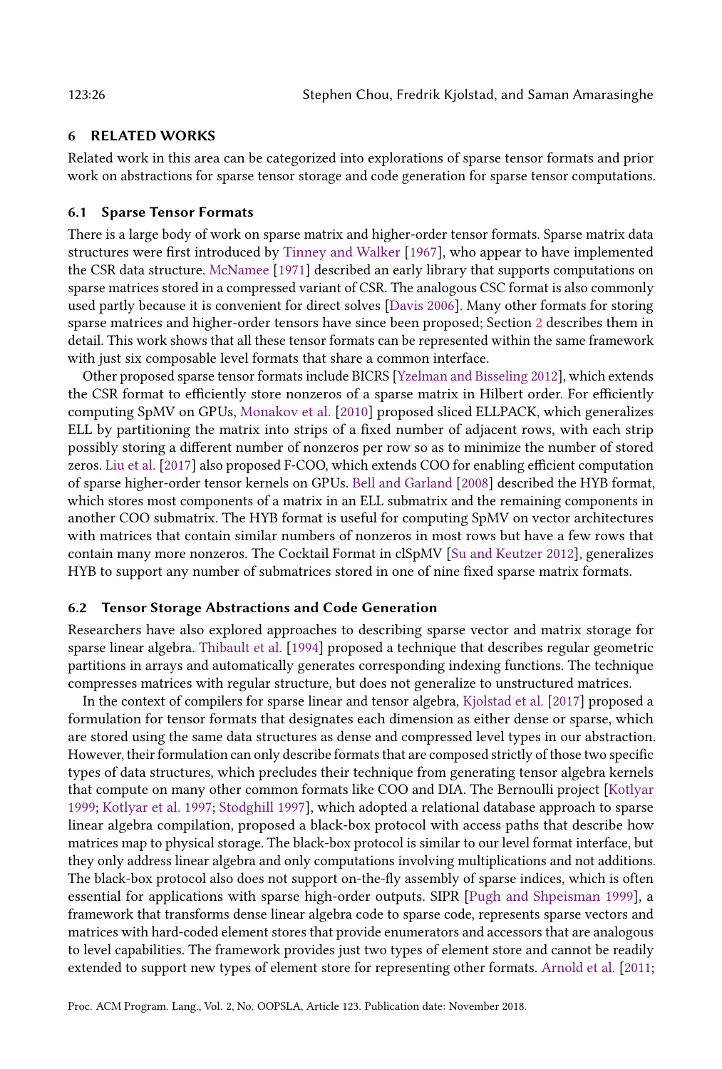## 6 RELATED WORKS

Related work in this area can be categorized into explorations of sparse tensor formats and prior work on abstractions for sparse tensor storage and code generation for sparse tensor computations.

### 6.1 Sparse Tensor Formats

There is a large body of work on sparse matrix and higher-order tensor formats. Sparse matrix data structures were first introduced by Tinney and Walker [1967], who appear to have implemented the CSR data structure. McNamee [1971] described an early library that supports computations on sparse matrices stored in a compressed variant of CSR. The analogous CSC format is also commonly used partly because it is convenient for direct solves [Davis 2006]. Many other formats for storing sparse matrices and higher-order tensors have since been proposed; Section 2 describes them in detail. This work shows that all these tensor formats can be represented within the same framework with just six composable level formats that share a common interface.

Other proposed sparse tensor formats include BICRS [Yzelman and Bisseling 2012], which extends the CSR format to efficiently store nonzeros of a sparse matrix in Hilbert order. For efficiently computing SpMV on GPUs, Monakov et al. [2010] proposed sliced ELLPACK, which generalizes ELL by partitioning the matrix into strips of a fixed number of adjacent rows, with each strip possibly storing a different number of nonzeros per row so as to minimize the number of stored zeros. Liu et al. [2017] also proposed F-COO, which extends COO for enabling efficient computation of sparse higher-order tensor kernels on GPUs. Bell and Garland [2008] described the HYB format, which stores most components of a matrix in an ELL submatrix and the remaining components in another COO submatrix. The HYB format is useful for computing SpMV on vector architectures with matrices that contain similar numbers of nonzeros in most rows but have a few rows that contain many more nonzeros. The Cocktail Format in clSpMV [Su and Keutzer 2012], generalizes HYB to support any number of submatrices stored in one of nine fixed sparse matrix formats.

### 6.2 Tensor Storage Abstractions and Code Generation

Researchers have also explored approaches to describing sparse vector and matrix storage for sparse linear algebra. Thibault et al. [1994] proposed a technique that describes regular geometric partitions in arrays and automatically generates corresponding indexing functions. The technique compresses matrices with regular structure, but does not generalize to unstructured matrices.

In the context of compilers for sparse linear and tensor algebra, Kjolstad et al. [2017] proposed a formulation for tensor formats that designates each dimension as either dense or sparse, which are stored using the same data structures as dense and compressed level types in our abstraction. However, their formulation can only describe formats that are composed strictly of those two specific types of data structures, which precludes their technique from generating tensor algebra kernels that compute on many other common formats like COO and DIA. The Bernoulli project [Kotlyar 1999; Kotlyar et al. 1997; Stodghill 1997], which adopted a relational database approach to sparse linear algebra compilation, proposed a black-box protocol with access paths that describe how matrices map to physical storage. The black-box protocol is similar to our level format interface, but they only address linear algebra and only computations involving multiplications and not additions. The black-box protocol also does not support on-the-fly assembly of sparse indices, which is often essential for applications with sparse high-order outputs. SIPR [Pugh and Shpeisman 1999], a framework that transforms dense linear algebra code to sparse code, represents sparse vectors and matrices with hard-coded element stores that provide enumerators and accessors that are analogous to level capabilities. The framework provides just two types of element store and cannot be readily extended to support new types of element store for representing other formats. Arnold et al. [2011;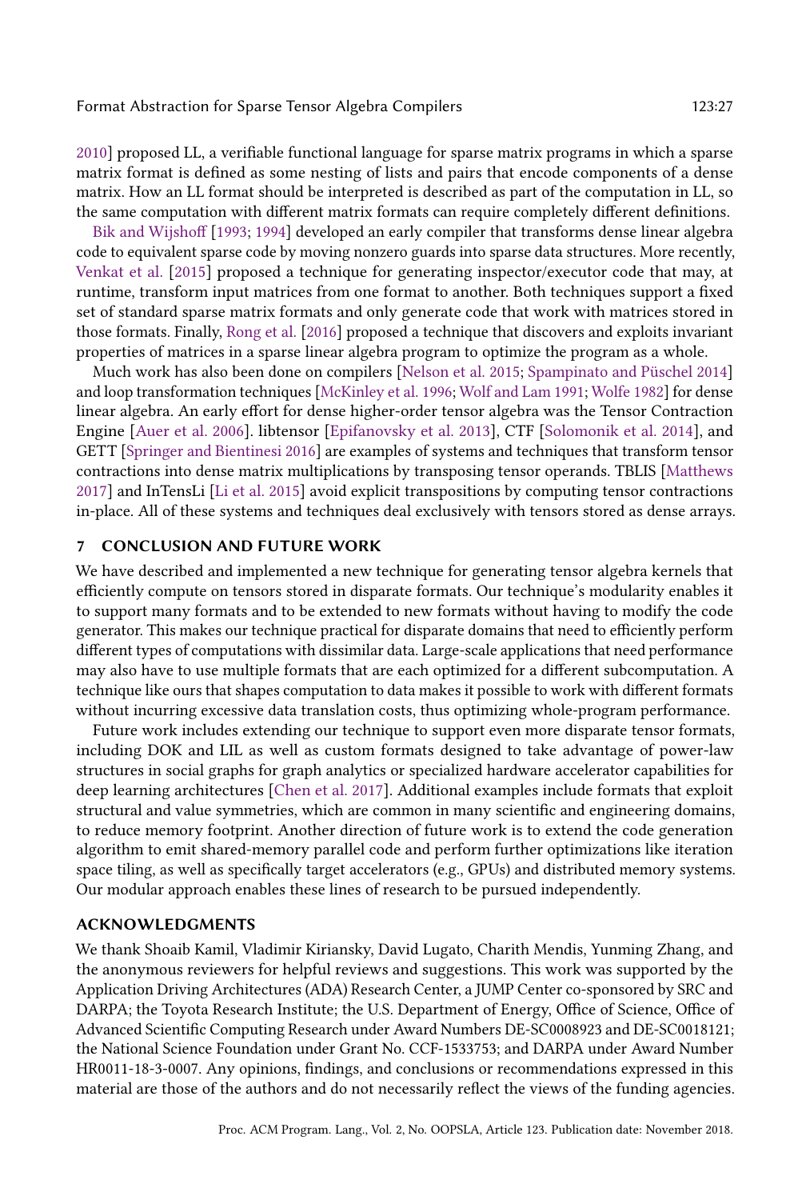2010] proposed LL, a verifiable functional language for sparse matrix programs in which a sparse matrix format is defined as some nesting of lists and pairs that encode components of a dense matrix. How an LL format should be interpreted is described as part of the computation in LL, so the same computation with different matrix formats can require completely different definitions.

Bik and Wijshoff [1993; 1994] developed an early compiler that transforms dense linear algebra code to equivalent sparse code by moving nonzero guards into sparse data structures. More recently, Venkat et al. [2015] proposed a technique for generating inspector/executor code that may, at runtime, transform input matrices from one format to another. Both techniques support a fixed set of standard sparse matrix formats and only generate code that work with matrices stored in those formats. Finally, Rong et al. [2016] proposed a technique that discovers and exploits invariant properties of matrices in a sparse linear algebra program to optimize the program as a whole.

Much work has also been done on compilers [Nelson et al. 2015; Spampinato and Püschel 2014] and loop transformation techniques [McKinley et al. 1996; Wolf and Lam 1991; Wolfe 1982] for dense linear algebra. An early effort for dense higher-order tensor algebra was the Tensor Contraction Engine [Auer et al. 2006]. libtensor [Epifanovsky et al. 2013], CTF [Solomonik et al. 2014], and GETT [Springer and Bientinesi 2016] are examples of systems and techniques that transform tensor contractions into dense matrix multiplications by transposing tensor operands. TBLIS [Matthews 2017] and InTensLi [Li et al. 2015] avoid explicit transpositions by computing tensor contractions in-place. All of these systems and techniques deal exclusively with tensors stored as dense arrays.

## 7 CONCLUSION AND FUTURE WORK

We have described and implemented a new technique for generating tensor algebra kernels that efficiently compute on tensors stored in disparate formats. Our technique's modularity enables it to support many formats and to be extended to new formats without having to modify the code generator. This makes our technique practical for disparate domains that need to efficiently perform different types of computations with dissimilar data. Large-scale applications that need performance may also have to use multiple formats that are each optimized for a different subcomputation. A technique like ours that shapes computation to data makes it possible to work with different formats without incurring excessive data translation costs, thus optimizing whole-program performance.

Future work includes extending our technique to support even more disparate tensor formats, including DOK and LIL as well as custom formats designed to take advantage of power-law structures in social graphs for graph analytics or specialized hardware accelerator capabilities for deep learning architectures [Chen et al. 2017]. Additional examples include formats that exploit structural and value symmetries, which are common in many scientific and engineering domains, to reduce memory footprint. Another direction of future work is to extend the code generation algorithm to emit shared-memory parallel code and perform further optimizations like iteration space tiling, as well as specifically target accelerators (e.g., GPUs) and distributed memory systems. Our modular approach enables these lines of research to be pursued independently.

## ACKNOWLEDGMENTS

We thank Shoaib Kamil, Vladimir Kiriansky, David Lugato, Charith Mendis, Yunming Zhang, and the anonymous reviewers for helpful reviews and suggestions. This work was supported by the Application Driving Architectures (ADA) Research Center, a JUMP Center co-sponsored by SRC and DARPA; the Toyota Research Institute; the U.S. Department of Energy, Office of Science, Office of Advanced Scientific Computing Research under Award Numbers DE-SC0008923 and DE-SC0018121; the National Science Foundation under Grant No. CCF-1533753; and DARPA under Award Number HR0011-18-3-0007. Any opinions, findings, and conclusions or recommendations expressed in this material are those of the authors and do not necessarily reflect the views of the funding agencies.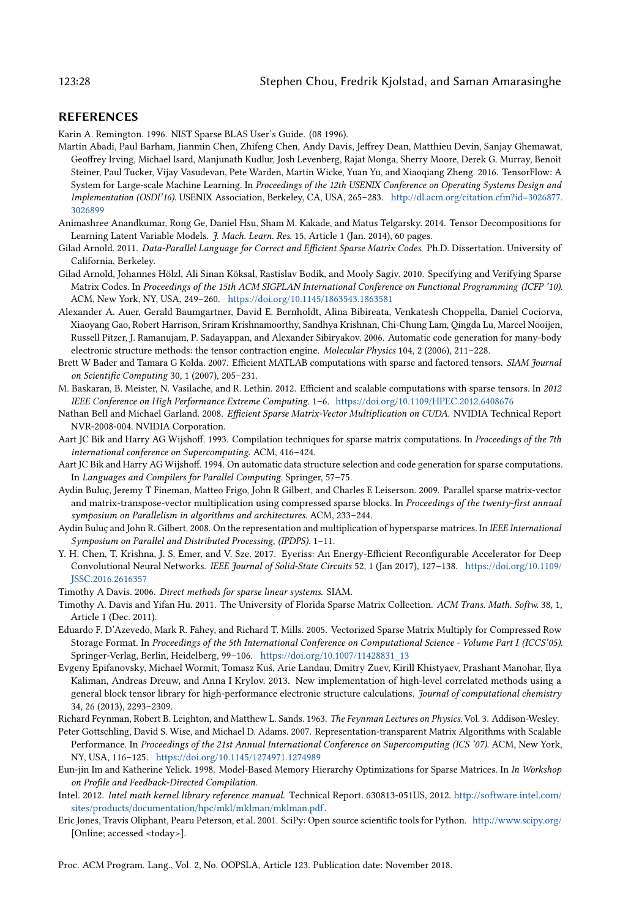## REFERENCES

Karin A. Remington. 1996. NIST Sparse BLAS User's Guide. (08 1996).

Martín Abadi, Paul Barham, Jianmin Chen, Zhifeng Chen, Andy Davis, Jeffrey Dean, Matthieu Devin, Sanjay Ghemawat, Geoffrey Irving, Michael Isard, Manjunath Kudlur, Josh Levenberg, Rajat Monga, Sherry Moore, Derek G. Murray, Benoit Steiner, Paul Tucker, Vijay Vasudevan, Pete Warden, Martin Wicke, Yuan Yu, and Xiaoqiang Zheng. 2016. TensorFlow: A System for Large-scale Machine Learning. In *Proceedings of the 12th USENIX Conference on Operating Systems Design and Implementation (OSDI'16)*. USENIX Association, Berkeley, CA, USA, 265–283. http://dl.acm.org/citation.cfm?id=3026877.3026899

Animashree Anandkumar, Rong Ge, Daniel Hsu, Sham M. Kakade, and Matus Telgarsky. 2014. Tensor Decompositions for Learning Latent Variable Models. *J. Mach. Learn. Res.* 15, Article 1 (Jan. 2014), 60 pages.

Gilad Arnold. 2011. *Data-Parallel Language for Correct and Efficient Sparse Matrix Codes*. Ph.D. Dissertation. University of California, Berkeley.

Gilad Arnold, Johannes Hölzl, Ali Sinan Köksal, Rastislav Bodík, and Mooly Sagiv. 2010. Specifying and Verifying Sparse Matrix Codes. In *Proceedings of the 15th ACM SIGPLAN International Conference on Functional Programming (ICFP '10)*. ACM, New York, NY, USA, 249–260. https://doi.org/10.1145/1863543.1863581

Alexander A. Auer, Gerald Baumgartner, David E. Bernholdt, Alina Bibireata, Venkatesh Choppella, Daniel Cociorva, Xiaoyang Gao, Robert Harrison, Sriram Krishnamoorthy, Sandhya Krishnan, Chi-Chung Lam, Qingda Lu, Marcel Nooijen, Russell Pitzer, J. Ramanujam, P. Sadayappan, and Alexander Sibiryakov. 2006. Automatic code generation for many-body electronic structure methods: the tensor contraction engine. *Molecular Physics* 104, 2 (2006), 211–228.

Brett W Bader and Tamara G Kolda. 2007. Efficient MATLAB computations with sparse and factored tensors. *SIAM Journal on Scientific Computing* 30, 1 (2007), 205–231.

M. Baskaran, B. Meister, N. Vasilache, and R. Lethin. 2012. Efficient and scalable computations with sparse tensors. In *2012 IEEE Conference on High Performance Extreme Computing*. 1–6. https://doi.org/10.1109/HPEC.2012.6408676

Nathan Bell and Michael Garland. 2008. *Efficient Sparse Matrix-Vector Multiplication on CUDA*. NVIDIA Technical Report NVR-2008-004. NVIDIA Corporation.

Aart JC Bik and Harry AG Wijshoff. 1993. Compilation techniques for sparse matrix computations. In *Proceedings of the 7th international conference on Supercomputing*. ACM, 416–424.

Aart JC Bik and Harry AG Wijshoff. 1994. On automatic data structure selection and code generation for sparse computations. In *Languages and Compilers for Parallel Computing*. Springer, 57–75.

Aydin Buluç, Jeremy T Fineman, Matteo Frigo, John R Gilbert, and Charles E Leiserson. 2009. Parallel sparse matrix-vector and matrix-transpose-vector multiplication using compressed sparse blocks. In *Proceedings of the twenty-first annual symposium on Parallelism in algorithms and architectures*. ACM, 233–244.

Aydin Buluç and John R. Gilbert. 2008. On the representation and multiplication of hypersparse matrices. In *IEEE International Symposium on Parallel and Distributed Processing, (IPDPS)*. 1–11.

Y. H. Chen, T. Krishna, J. S. Emer, and V. Sze. 2017. Eyeriss: An Energy-Efficient Reconfigurable Accelerator for Deep Convolutional Neural Networks. *IEEE Journal of Solid-State Circuits* 52, 1 (Jan 2017), 127–138. https://doi.org/10.1109/JSSC.2016.2616357

Timothy A Davis. 2006. *Direct methods for sparse linear systems*. SIAM.

Timothy A. Davis and Yifan Hu. 2011. The University of Florida Sparse Matrix Collection. *ACM Trans. Math. Softw.* 38, 1, Article 1 (Dec. 2011).

Eduardo F. D'Azevedo, Mark R. Fahey, and Richard T. Mills. 2005. Vectorized Sparse Matrix Multiply for Compressed Row Storage Format. In *Proceedings of the 5th International Conference on Computational Science - Volume Part I (ICCS'05)*. Springer-Verlag, Berlin, Heidelberg, 99–106. https://doi.org/10.1007/11428831_13

Evgeny Epifanovsky, Michael Wormit, Tomasz Kuś, Arie Landau, Dmitry Zuev, Kirill Khistyaev, Prashant Manohar, Ilya Kaliman, Andreas Dreuw, and Anna I Krylov. 2013. New implementation of high-level correlated methods using a general block tensor library for high-performance electronic structure calculations. *Journal of computational chemistry* 34, 26 (2013), 2293–2309.

Richard Feynman, Robert B. Leighton, and Matthew L. Sands. 1963. *The Feynman Lectures on Physics*. Vol. 3. Addison-Wesley.

Peter Gottschling, David S. Wise, and Michael D. Adams. 2007. Representation-transparent Matrix Algorithms with Scalable Performance. In *Proceedings of the 21st Annual International Conference on Supercomputing (ICS '07)*. ACM, New York, NY, USA, 116–125. https://doi.org/10.1145/1274971.1274989

Eun-jin Im and Katherine Yelick. 1998. Model-Based Memory Hierarchy Optimizations for Sparse Matrices. In *In Workshop on Profile and Feedback-Directed Compilation*.

Intel. 2012. *Intel math kernel library reference manual*. Technical Report. 630813-051US, 2012. http://software.intel.com/sites/products/documentation/hpc/mkl/mklman/mklman.pdf.

Eric Jones, Travis Oliphant, Pearu Peterson, et al. 2001. SciPy: Open source scientific tools for Python. http://www.scipy.org/ [Online; accessed <today>].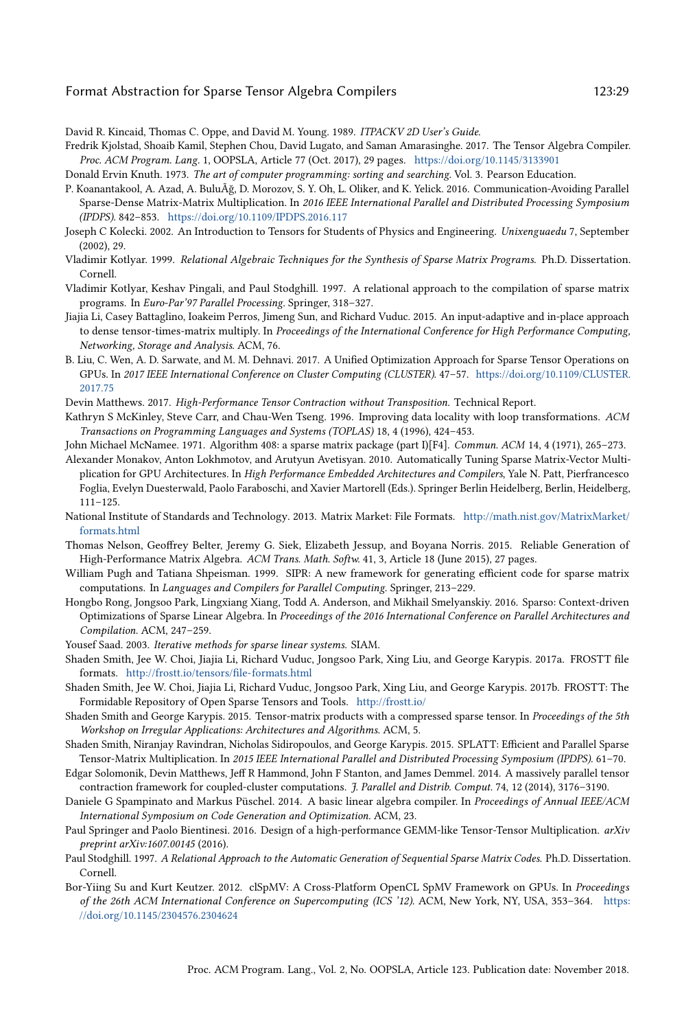David R. Kincaid, Thomas C. Oppe, and David M. Young. 1989. *ITPACKV 2D User's Guide*.

Fredrik Kjolstad, Shoaib Kamil, Stephen Chou, David Lugato, and Saman Amarasinghe. 2017. The Tensor Algebra Compiler. *Proc. ACM Program. Lang.* 1, OOPSLA, Article 77 (Oct. 2017), 29 pages. https://doi.org/10.1145/3133901

Donald Ervin Knuth. 1973. *The art of computer programming: sorting and searching*. Vol. 3. Pearson Education.

P. Koanantakool, A. Azad, A. BuluÃğ, D. Morozov, S. Y. Oh, L. Oliker, and K. Yelick. 2016. Communication-Avoiding Parallel Sparse-Dense Matrix-Matrix Multiplication. In *2016 IEEE International Parallel and Distributed Processing Symposium (IPDPS)*. 842–853. https://doi.org/10.1109/IPDPS.2016.117

Joseph C Kolecki. 2002. An Introduction to Tensors for Students of Physics and Engineering. *Unixenguaedu* 7, September (2002), 29.

Vladimir Kotlyar. 1999. *Relational Algebraic Techniques for the Synthesis of Sparse Matrix Programs*. Ph.D. Dissertation. Cornell.

Vladimir Kotlyar, Keshav Pingali, and Paul Stodghill. 1997. A relational approach to the compilation of sparse matrix programs. In *Euro-Par'97 Parallel Processing*. Springer, 318–327.

Jiajia Li, Casey Battaglino, Ioakeim Perros, Jimeng Sun, and Richard Vuduc. 2015. An input-adaptive and in-place approach to dense tensor-times-matrix multiply. In *Proceedings of the International Conference for High Performance Computing, Networking, Storage and Analysis*. ACM, 76.

B. Liu, C. Wen, A. D. Sarwate, and M. M. Dehnavi. 2017. A Unified Optimization Approach for Sparse Tensor Operations on GPUs. In *2017 IEEE International Conference on Cluster Computing (CLUSTER)*. 47–57. https://doi.org/10.1109/CLUSTER.2017.75

Devin Matthews. 2017. *High-Performance Tensor Contraction without Transposition*. Technical Report.

Kathryn S McKinley, Steve Carr, and Chau-Wen Tseng. 1996. Improving data locality with loop transformations. *ACM Transactions on Programming Languages and Systems (TOPLAS)* 18, 4 (1996), 424–453.

John Michael McNamee. 1971. Algorithm 408: a sparse matrix package (part I)[F4]. *Commun. ACM* 14, 4 (1971), 265–273.

Alexander Monakov, Anton Lokhmotov, and Arutyun Avetisyan. 2010. Automatically Tuning Sparse Matrix-Vector Multiplication for GPU Architectures. In *High Performance Embedded Architectures and Compilers*, Yale N. Patt, Pierfrancesco Foglia, Evelyn Duesterwald, Paolo Faraboschi, and Xavier Martorell (Eds.). Springer Berlin Heidelberg, Berlin, Heidelberg, 111–125.

National Institute of Standards and Technology. 2013. Matrix Market: File Formats. http://math.nist.gov/MatrixMarket/formats.html

Thomas Nelson, Geoffrey Belter, Jeremy G. Siek, Elizabeth Jessup, and Boyana Norris. 2015. Reliable Generation of High-Performance Matrix Algebra. *ACM Trans. Math. Softw.* 41, 3, Article 18 (June 2015), 27 pages.

William Pugh and Tatiana Shpeisman. 1999. SIPR: A new framework for generating efficient code for sparse matrix computations. In *Languages and Compilers for Parallel Computing*. Springer, 213–229.

Hongbo Rong, Jongsoo Park, Lingxiang Xiang, Todd A. Anderson, and Mikhail Smelyanskiy. 2016. Sparso: Context-driven Optimizations of Sparse Linear Algebra. In *Proceedings of the 2016 International Conference on Parallel Architectures and Compilation*. ACM, 247–259.

Yousef Saad. 2003. *Iterative methods for sparse linear systems*. SIAM.

Shaden Smith, Jee W. Choi, Jiajia Li, Richard Vuduc, Jongsoo Park, Xing Liu, and George Karypis. 2017a. FROSTT file formats. http://frostt.io/tensors/file-formats.html

Shaden Smith, Jee W. Choi, Jiajia Li, Richard Vuduc, Jongsoo Park, Xing Liu, and George Karypis. 2017b. FROSTT: The Formidable Repository of Open Sparse Tensors and Tools. http://frostt.io/

Shaden Smith and George Karypis. 2015. Tensor-matrix products with a compressed sparse tensor. In *Proceedings of the 5th Workshop on Irregular Applications: Architectures and Algorithms*. ACM, 5.

Shaden Smith, Niranjay Ravindran, Nicholas Sidiropoulos, and George Karypis. 2015. SPLATT: Efficient and Parallel Sparse Tensor-Matrix Multiplication. In *2015 IEEE International Parallel and Distributed Processing Symposium (IPDPS)*. 61–70.

Edgar Solomonik, Devin Matthews, Jeff R Hammond, John F Stanton, and James Demmel. 2014. A massively parallel tensor contraction framework for coupled-cluster computations. *J. Parallel and Distrib. Comput.* 74, 12 (2014), 3176–3190.

Daniele G Spampinato and Markus Püschel. 2014. A basic linear algebra compiler. In *Proceedings of Annual IEEE/ACM International Symposium on Code Generation and Optimization*. ACM, 23.

Paul Springer and Paolo Bientinesi. 2016. Design of a high-performance GEMM-like Tensor-Tensor Multiplication. *arXiv preprint arXiv:1607.00145* (2016).

Paul Stodghill. 1997. *A Relational Approach to the Automatic Generation of Sequential Sparse Matrix Codes*. Ph.D. Dissertation. Cornell.

Bor-Yiing Su and Kurt Keutzer. 2012. clSpMV: A Cross-Platform OpenCL SpMV Framework on GPUs. In *Proceedings of the 26th ACM International Conference on Supercomputing (ICS '12)*. ACM, New York, NY, USA, 353–364. https://doi.org/10.1145/2304576.2304624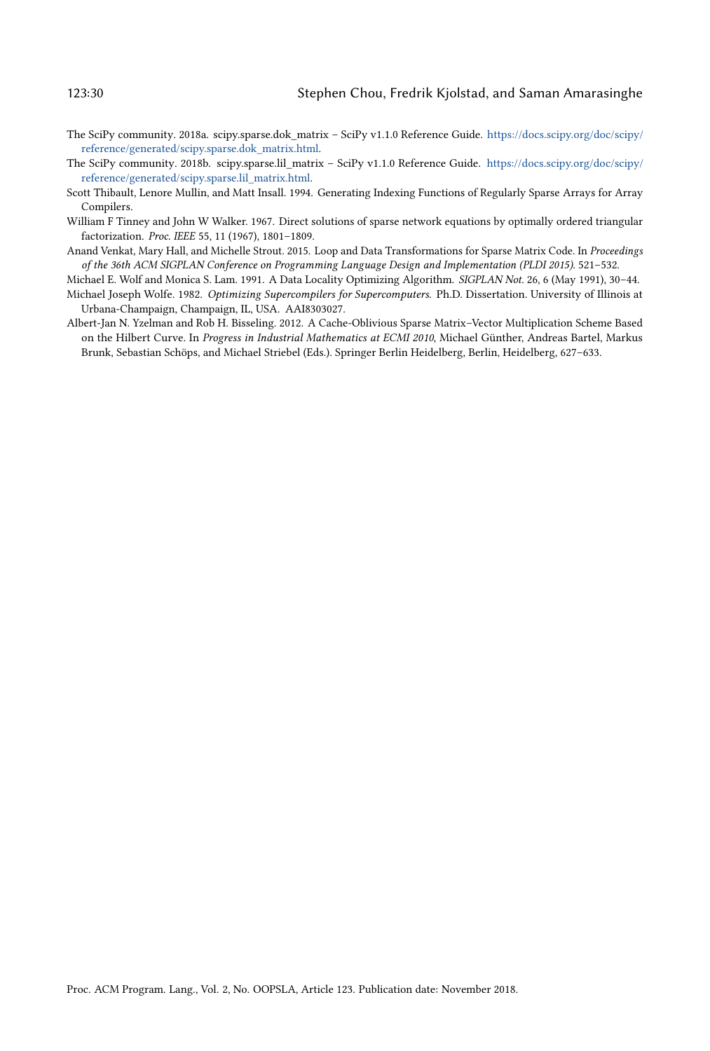The SciPy community. 2018a. scipy.sparse.dok_matrix – SciPy v1.1.0 Reference Guide. https://docs.scipy.org/doc/scipy/reference/generated/scipy.sparse.dok_matrix.html.

The SciPy community. 2018b. scipy.sparse.lil_matrix – SciPy v1.1.0 Reference Guide. https://docs.scipy.org/doc/scipy/reference/generated/scipy.sparse.lil_matrix.html.

Scott Thibault, Lenore Mullin, and Matt Insall. 1994. Generating Indexing Functions of Regularly Sparse Arrays for Array Compilers.

William F Tinney and John W Walker. 1967. Direct solutions of sparse network equations by optimally ordered triangular factorization. *Proc. IEEE* 55, 11 (1967), 1801–1809.

Anand Venkat, Mary Hall, and Michelle Strout. 2015. Loop and Data Transformations for Sparse Matrix Code. In *Proceedings of the 36th ACM SIGPLAN Conference on Programming Language Design and Implementation (PLDI 2015)*. 521–532.

Michael E. Wolf and Monica S. Lam. 1991. A Data Locality Optimizing Algorithm. *SIGPLAN Not.* 26, 6 (May 1991), 30–44.

Michael Joseph Wolfe. 1982. *Optimizing Supercompilers for Supercomputers*. Ph.D. Dissertation. University of Illinois at Urbana-Champaign, Champaign, IL, USA. AAI8303027.

Albert-Jan N. Yzelman and Rob H. Bisseling. 2012. A Cache-Oblivious Sparse Matrix–Vector Multiplication Scheme Based on the Hilbert Curve. In *Progress in Industrial Mathematics at ECMI 2010*, Michael Günther, Andreas Bartel, Markus Brunk, Sebastian Schöps, and Michael Striebel (Eds.). Springer Berlin Heidelberg, Berlin, Heidelberg, 627–633.